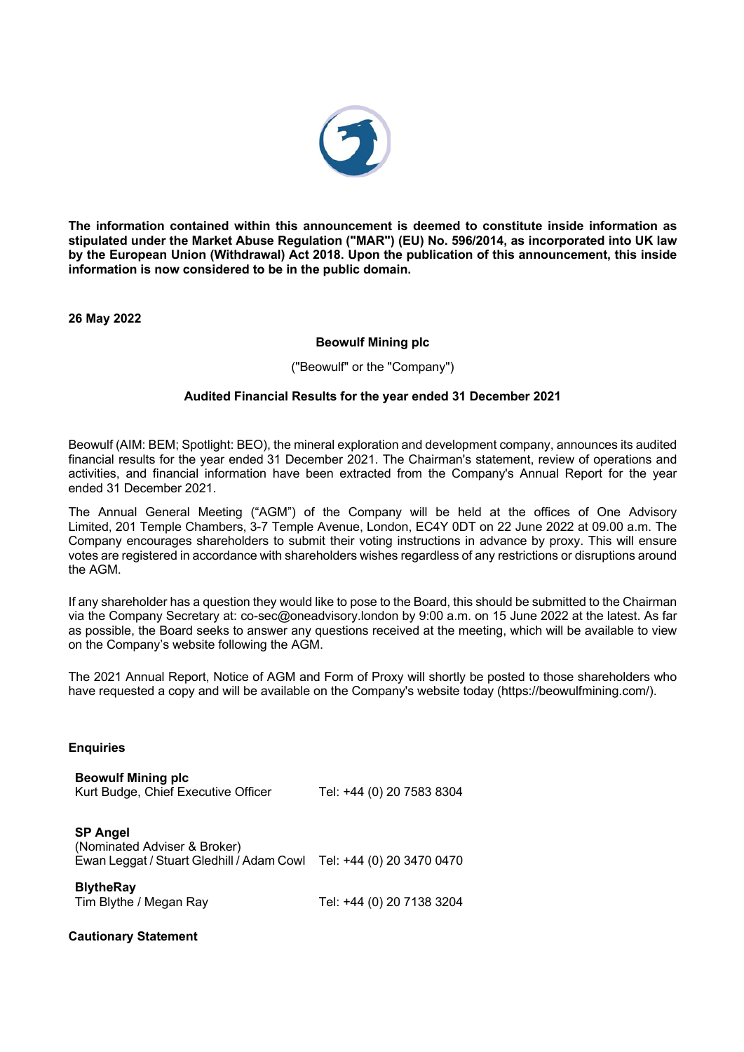**The information contained within this announcement is deemed to constitute inside information as stipulated under the Market Abuse Regulation ("MAR") (EU) No. 596/2014, as incorporated into UK law by the European Union (Withdrawal) Act 2018. Upon the publication of this announcement, this inside information is now considered to be in the public domain.**

**26 May 2022**

**Beowulf Mining plc**

("Beowulf" or the "Company")

**Audited Financial Results for the year ended 31 December 2021**

Beowulf (AIM: BEM; Spotlight: BEO), the mineral exploration and development company, announces its audited financial results for the year ended 31 December 2021. The Chairman's statement, review of operations and activities, and financial information have been extracted from the Company's Annual Report for the year ended 31 December 2021.

The Annual General Meeting ("AGM") of the Company will be held at the offices of One Advisory Limited, 201 Temple Chambers, 3-7 Temple Avenue, London, EC4Y 0DT on 22 June 2022 at 09.00 a.m. The Company encourages shareholders to submit their voting instructions in advance by proxy. This will ensure votes are registered in accordance with shareholders wishes regardless of any restrictions or disruptions around the AGM.

If any shareholder has a question they would like to pose to the Board, this should be submitted to the Chairman via the Company Secretary at: co-sec@oneadvisory.london by 9:00 a.m. on 15 June 2022 at the latest. As far as possible, the Board seeks to answer any questions received at the meeting, which will be available to view on the Company's website following the AGM.

The 2021 Annual Report, Notice of AGM and Form of Proxy will shortly be posted to those shareholders who have requested a copy and will be available on the Company's website today (https://beowulfmining.com/).

**Enquiries**

| | |
|---|---|
| **Beowulf Mining plc** | |
| Kurt Budge, Chief Executive Officer | Tel: +44 (0) 20 7583 8304 |
| **SP Angel** | |
| (Nominated Adviser & Broker) | |
| Ewan Leggat / Stuart Gledhill / Adam Cowl | Tel: +44 (0) 20 3470 0470 |
| **BlytheRay** | |
| Tim Blythe / Megan Ray | Tel: +44 (0) 20 7138 3204 |

**Cautionary Statement**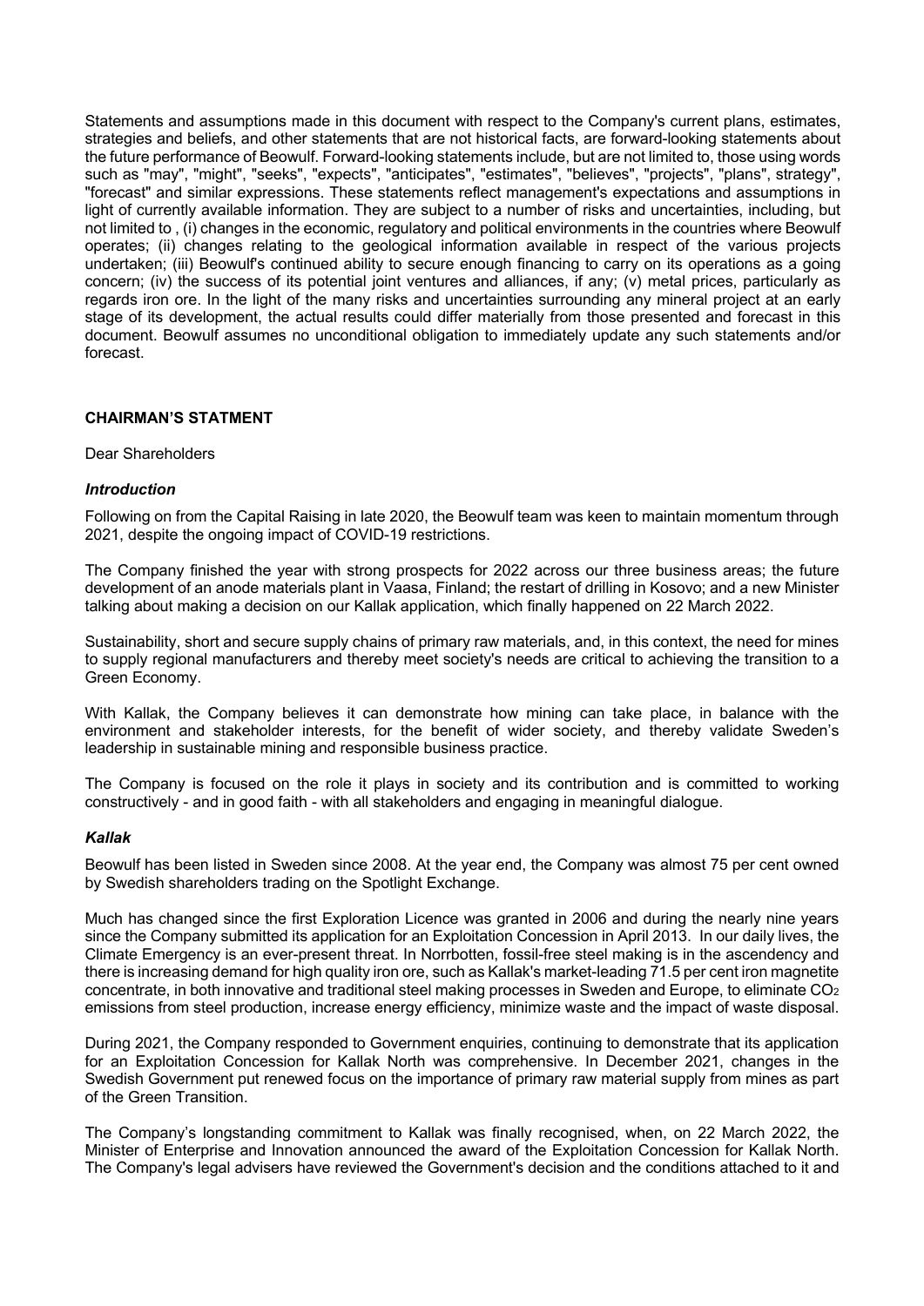Statements and assumptions made in this document with respect to the Company's current plans, estimates, strategies and beliefs, and other statements that are not historical facts, are forward-looking statements about the future performance of Beowulf. Forward-looking statements include, but are not limited to, those using words such as "may", "might", "seeks", "expects", "anticipates", "estimates", "believes", "projects", "plans", strategy", "forecast" and similar expressions. These statements reflect management's expectations and assumptions in light of currently available information. They are subject to a number of risks and uncertainties, including, but not limited to , (i) changes in the economic, regulatory and political environments in the countries where Beowulf operates; (ii) changes relating to the geological information available in respect of the various projects undertaken; (iii) Beowulf's continued ability to secure enough financing to carry on its operations as a going concern; (iv) the success of its potential joint ventures and alliances, if any; (v) metal prices, particularly as regards iron ore. In the light of the many risks and uncertainties surrounding any mineral project at an early stage of its development, the actual results could differ materially from those presented and forecast in this document. Beowulf assumes no unconditional obligation to immediately update any such statements and/or forecast.

## CHAIRMAN'S STATMENT

Dear Shareholders

### *Introduction*

Following on from the Capital Raising in late 2020, the Beowulf team was keen to maintain momentum through 2021, despite the ongoing impact of COVID-19 restrictions.

The Company finished the year with strong prospects for 2022 across our three business areas; the future development of an anode materials plant in Vaasa, Finland; the restart of drilling in Kosovo; and a new Minister talking about making a decision on our Kallak application, which finally happened on 22 March 2022.

Sustainability, short and secure supply chains of primary raw materials, and, in this context, the need for mines to supply regional manufacturers and thereby meet society's needs are critical to achieving the transition to a Green Economy.

With Kallak, the Company believes it can demonstrate how mining can take place, in balance with the environment and stakeholder interests, for the benefit of wider society, and thereby validate Sweden's leadership in sustainable mining and responsible business practice.

The Company is focused on the role it plays in society and its contribution and is committed to working constructively - and in good faith - with all stakeholders and engaging in meaningful dialogue.

### *Kallak*

Beowulf has been listed in Sweden since 2008. At the year end, the Company was almost 75 per cent owned by Swedish shareholders trading on the Spotlight Exchange.

Much has changed since the first Exploration Licence was granted in 2006 and during the nearly nine years since the Company submitted its application for an Exploitation Concession in April 2013. In our daily lives, the Climate Emergency is an ever-present threat. In Norrbotten, fossil-free steel making is in the ascendency and there is increasing demand for high quality iron ore, such as Kallak's market-leading 71.5 per cent iron magnetite concentrate, in both innovative and traditional steel making processes in Sweden and Europe, to eliminate $CO_2$ emissions from steel production, increase energy efficiency, minimize waste and the impact of waste disposal.

During 2021, the Company responded to Government enquiries, continuing to demonstrate that its application for an Exploitation Concession for Kallak North was comprehensive. In December 2021, changes in the Swedish Government put renewed focus on the importance of primary raw material supply from mines as part of the Green Transition.

The Company's longstanding commitment to Kallak was finally recognised, when, on 22 March 2022, the Minister of Enterprise and Innovation announced the award of the Exploitation Concession for Kallak North. The Company's legal advisers have reviewed the Government's decision and the conditions attached to it and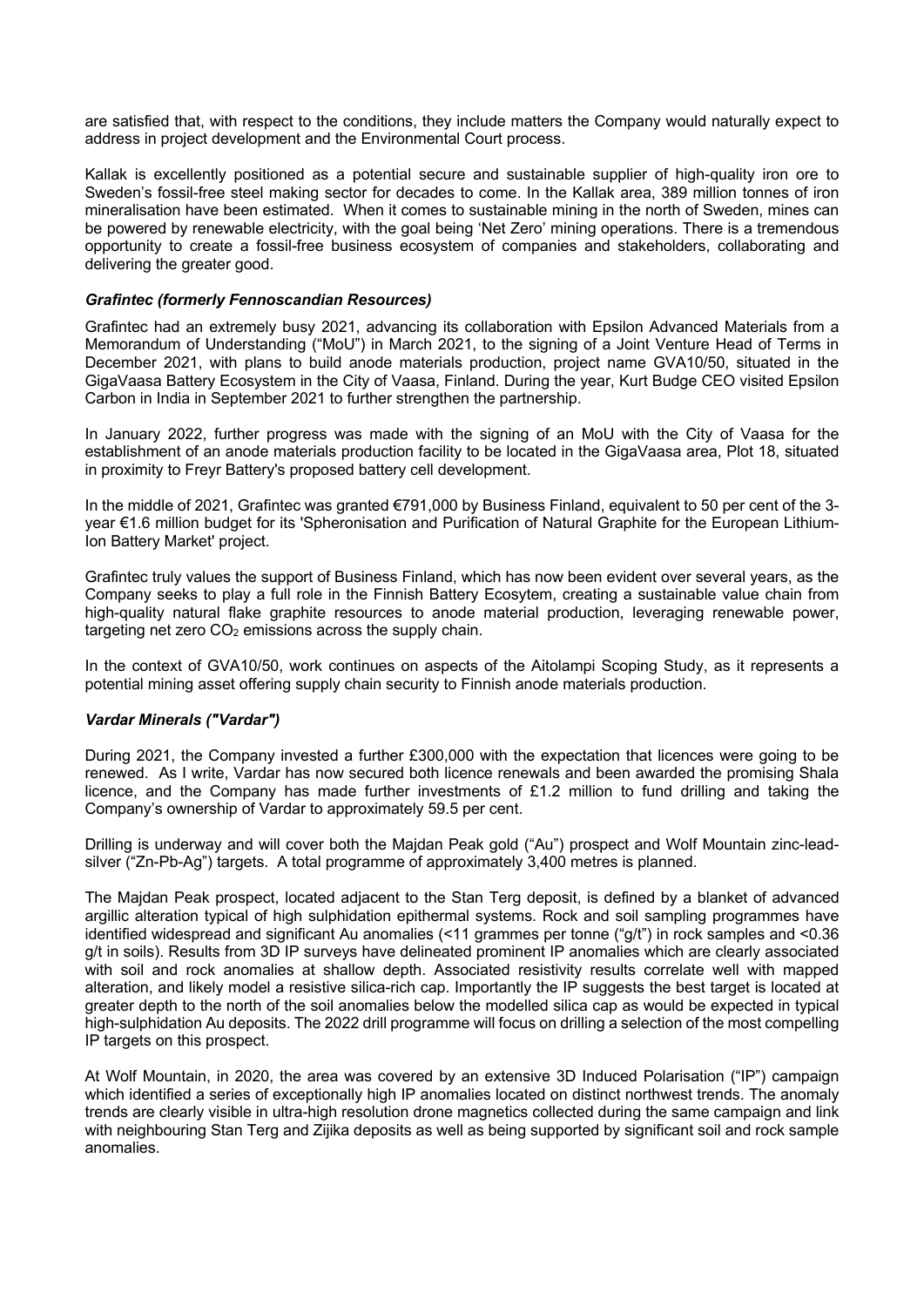are satisfied that, with respect to the conditions, they include matters the Company would naturally expect to address in project development and the Environmental Court process.

Kallak is excellently positioned as a potential secure and sustainable supplier of high-quality iron ore to Sweden's fossil-free steel making sector for decades to come. In the Kallak area, 389 million tonnes of iron mineralisation have been estimated. When it comes to sustainable mining in the north of Sweden, mines can be powered by renewable electricity, with the goal being 'Net Zero' mining operations. There is a tremendous opportunity to create a fossil-free business ecosystem of companies and stakeholders, collaborating and delivering the greater good.

### *Grafintec (formerly Fennoscandian Resources)*

Grafintec had an extremely busy 2021, advancing its collaboration with Epsilon Advanced Materials from a Memorandum of Understanding ("MoU") in March 2021, to the signing of a Joint Venture Head of Terms in December 2021, with plans to build anode materials production, project name GVA10/50, situated in the GigaVaasa Battery Ecosystem in the City of Vaasa, Finland. During the year, Kurt Budge CEO visited Epsilon Carbon in India in September 2021 to further strengthen the partnership.

In January 2022, further progress was made with the signing of an MoU with the City of Vaasa for the establishment of an anode materials production facility to be located in the GigaVaasa area, Plot 18, situated in proximity to Freyr Battery's proposed battery cell development.

In the middle of 2021, Grafintec was granted €791,000 by Business Finland, equivalent to 50 per cent of the 3-year €1.6 million budget for its 'Spheronisation and Purification of Natural Graphite for the European Lithium-Ion Battery Market' project.

Grafintec truly values the support of Business Finland, which has now been evident over several years, as the Company seeks to play a full role in the Finnish Battery Ecosytem, creating a sustainable value chain from high-quality natural flake graphite resources to anode material production, leveraging renewable power, targeting net zero $CO_2$ emissions across the supply chain.

In the context of GVA10/50, work continues on aspects of the Aitolampi Scoping Study, as it represents a potential mining asset offering supply chain security to Finnish anode materials production.

### *Vardar Minerals ("Vardar")*

During 2021, the Company invested a further £300,000 with the expectation that licences were going to be renewed. As I write, Vardar has now secured both licence renewals and been awarded the promising Shala licence, and the Company has made further investments of £1.2 million to fund drilling and taking the Company's ownership of Vardar to approximately 59.5 per cent.

Drilling is underway and will cover both the Majdan Peak gold ("Au") prospect and Wolf Mountain zinc-lead-silver ("Zn-Pb-Ag") targets. A total programme of approximately 3,400 metres is planned.

The Majdan Peak prospect, located adjacent to the Stan Terg deposit, is defined by a blanket of advanced argillic alteration typical of high sulphidation epithermal systems. Rock and soil sampling programmes have identified widespread and significant Au anomalies (<11 grammes per tonne ("g/t") in rock samples and <0.36 g/t in soils). Results from 3D IP surveys have delineated prominent IP anomalies which are clearly associated with soil and rock anomalies at shallow depth. Associated resistivity results correlate well with mapped alteration, and likely model a resistive silica-rich cap. Importantly the IP suggests the best target is located at greater depth to the north of the soil anomalies below the modelled silica cap as would be expected in typical high-sulphidation Au deposits. The 2022 drill programme will focus on drilling a selection of the most compelling IP targets on this prospect.

At Wolf Mountain, in 2020, the area was covered by an extensive 3D Induced Polarisation ("IP") campaign which identified a series of exceptionally high IP anomalies located on distinct northwest trends. The anomaly trends are clearly visible in ultra-high resolution drone magnetics collected during the same campaign and link with neighbouring Stan Terg and Zijika deposits as well as being supported by significant soil and rock sample anomalies.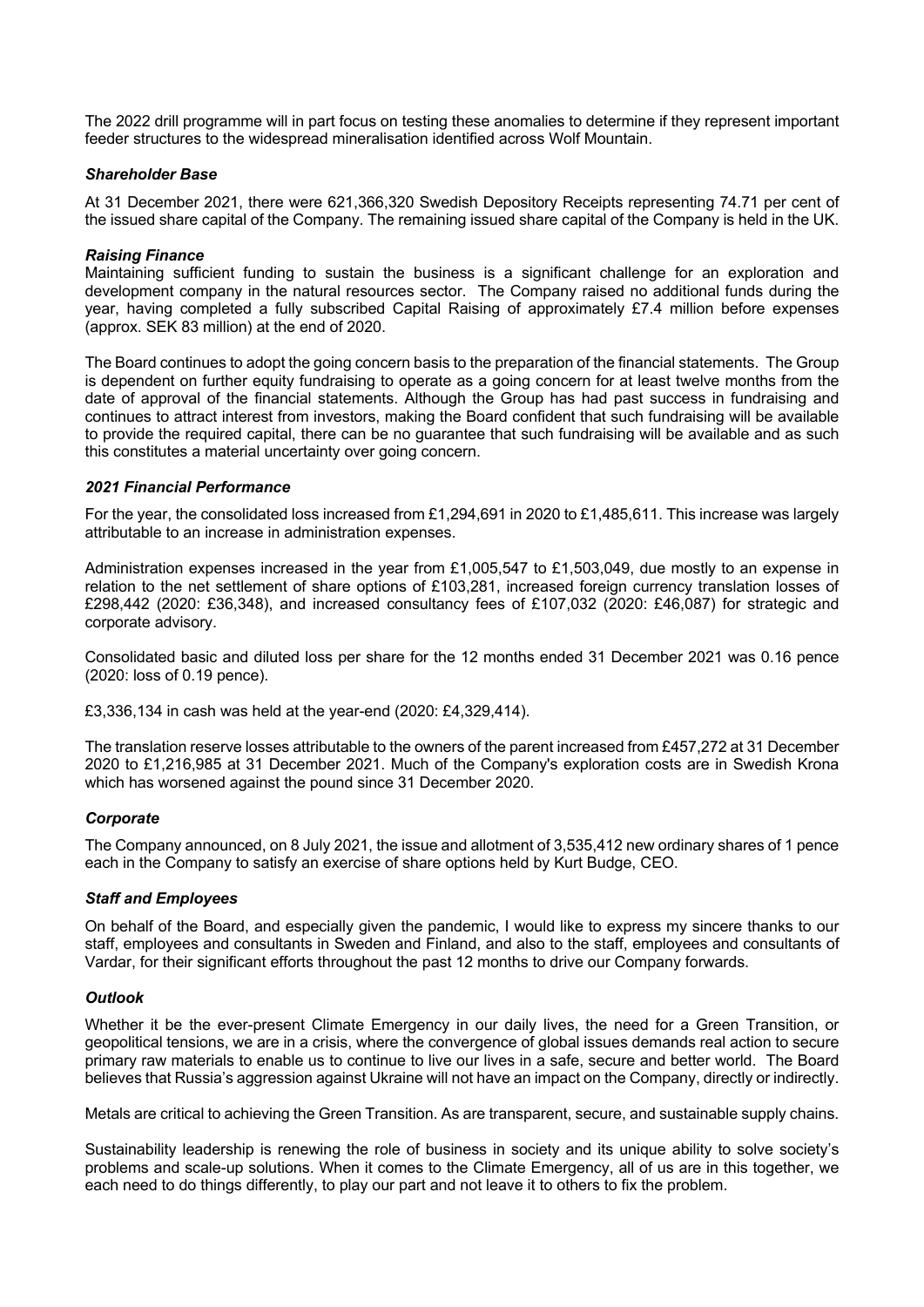The 2022 drill programme will in part focus on testing these anomalies to determine if they represent important feeder structures to the widespread mineralisation identified across Wolf Mountain.

### *Shareholder Base*

At 31 December 2021, there were 621,366,320 Swedish Depository Receipts representing 74.71 per cent of the issued share capital of the Company. The remaining issued share capital of the Company is held in the UK.

### *Raising Finance*

Maintaining sufficient funding to sustain the business is a significant challenge for an exploration and development company in the natural resources sector. The Company raised no additional funds during the year, having completed a fully subscribed Capital Raising of approximately £7.4 million before expenses (approx. SEK 83 million) at the end of 2020.

The Board continues to adopt the going concern basis to the preparation of the financial statements. The Group is dependent on further equity fundraising to operate as a going concern for at least twelve months from the date of approval of the financial statements. Although the Group has had past success in fundraising and continues to attract interest from investors, making the Board confident that such fundraising will be available to provide the required capital, there can be no guarantee that such fundraising will be available and as such this constitutes a material uncertainty over going concern.

### *2021 Financial Performance*

For the year, the consolidated loss increased from £1,294,691 in 2020 to £1,485,611. This increase was largely attributable to an increase in administration expenses.

Administration expenses increased in the year from £1,005,547 to £1,503,049, due mostly to an expense in relation to the net settlement of share options of £103,281, increased foreign currency translation losses of £298,442 (2020: £36,348), and increased consultancy fees of £107,032 (2020: £46,087) for strategic and corporate advisory.

Consolidated basic and diluted loss per share for the 12 months ended 31 December 2021 was 0.16 pence (2020: loss of 0.19 pence).

£3,336,134 in cash was held at the year-end (2020: £4,329,414).

The translation reserve losses attributable to the owners of the parent increased from £457,272 at 31 December 2020 to £1,216,985 at 31 December 2021. Much of the Company's exploration costs are in Swedish Krona which has worsened against the pound since 31 December 2020.

### *Corporate*

The Company announced, on 8 July 2021, the issue and allotment of 3,535,412 new ordinary shares of 1 pence each in the Company to satisfy an exercise of share options held by Kurt Budge, CEO.

### *Staff and Employees*

On behalf of the Board, and especially given the pandemic, I would like to express my sincere thanks to our staff, employees and consultants in Sweden and Finland, and also to the staff, employees and consultants of Vardar, for their significant efforts throughout the past 12 months to drive our Company forwards.

### *Outlook*

Whether it be the ever-present Climate Emergency in our daily lives, the need for a Green Transition, or geopolitical tensions, we are in a crisis, where the convergence of global issues demands real action to secure primary raw materials to enable us to continue to live our lives in a safe, secure and better world. The Board believes that Russia's aggression against Ukraine will not have an impact on the Company, directly or indirectly.

Metals are critical to achieving the Green Transition. As are transparent, secure, and sustainable supply chains.

Sustainability leadership is renewing the role of business in society and its unique ability to solve society's problems and scale-up solutions. When it comes to the Climate Emergency, all of us are in this together, we each need to do things differently, to play our part and not leave it to others to fix the problem.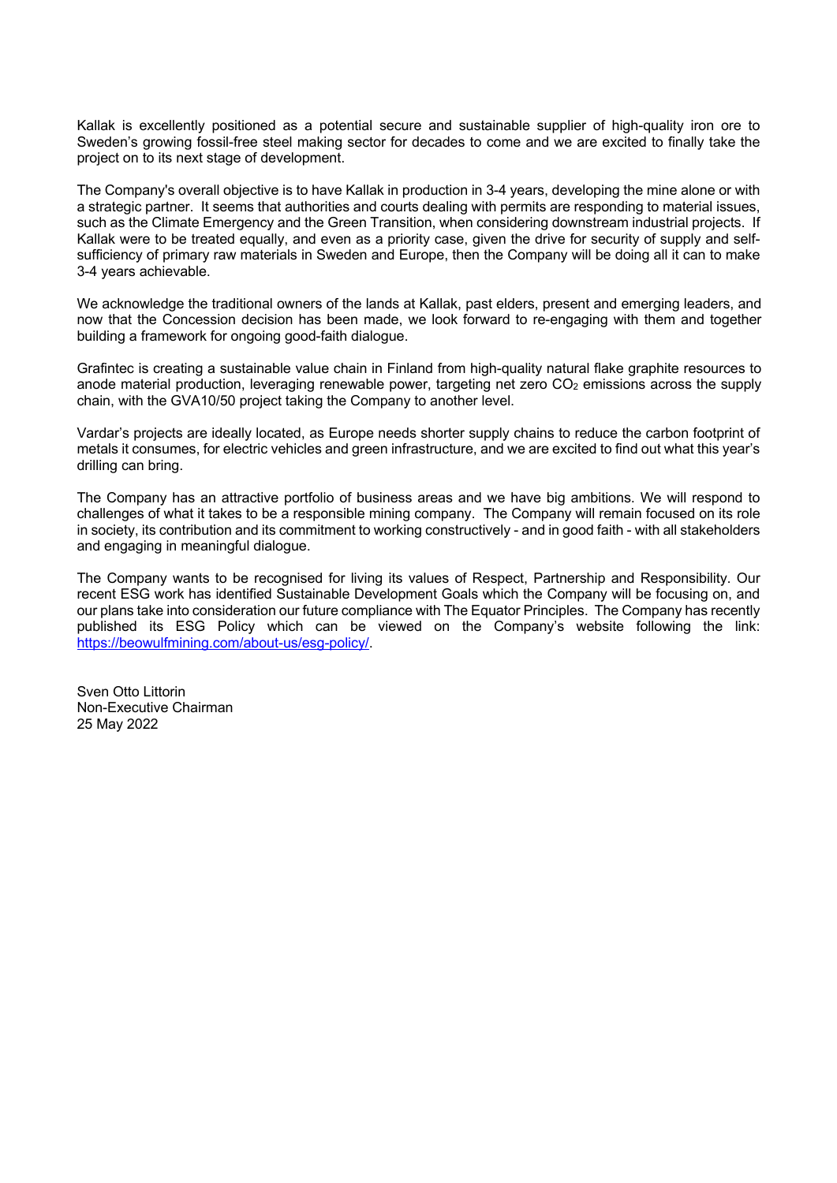Kallak is excellently positioned as a potential secure and sustainable supplier of high-quality iron ore to Sweden's growing fossil-free steel making sector for decades to come and we are excited to finally take the project on to its next stage of development.

The Company's overall objective is to have Kallak in production in 3-4 years, developing the mine alone or with a strategic partner. It seems that authorities and courts dealing with permits are responding to material issues, such as the Climate Emergency and the Green Transition, when considering downstream industrial projects. If Kallak were to be treated equally, and even as a priority case, given the drive for security of supply and self-sufficiency of primary raw materials in Sweden and Europe, then the Company will be doing all it can to make 3-4 years achievable.

We acknowledge the traditional owners of the lands at Kallak, past elders, present and emerging leaders, and now that the Concession decision has been made, we look forward to re-engaging with them and together building a framework for ongoing good-faith dialogue.

Grafintec is creating a sustainable value chain in Finland from high-quality natural flake graphite resources to anode material production, leveraging renewable power, targeting net zero $CO_2$ emissions across the supply chain, with the GVA10/50 project taking the Company to another level.

Vardar's projects are ideally located, as Europe needs shorter supply chains to reduce the carbon footprint of metals it consumes, for electric vehicles and green infrastructure, and we are excited to find out what this year's drilling can bring.

The Company has an attractive portfolio of business areas and we have big ambitions. We will respond to challenges of what it takes to be a responsible mining company. The Company will remain focused on its role in society, its contribution and its commitment to working constructively - and in good faith - with all stakeholders and engaging in meaningful dialogue.

The Company wants to be recognised for living its values of Respect, Partnership and Responsibility. Our recent ESG work has identified Sustainable Development Goals which the Company will be focusing on, and our plans take into consideration our future compliance with The Equator Principles. The Company has recently published its ESG Policy which can be viewed on the Company's website following the link: https://beowulfmining.com/about-us/esg-policy/.

Sven Otto Littorin
Non-Executive Chairman
25 May 2022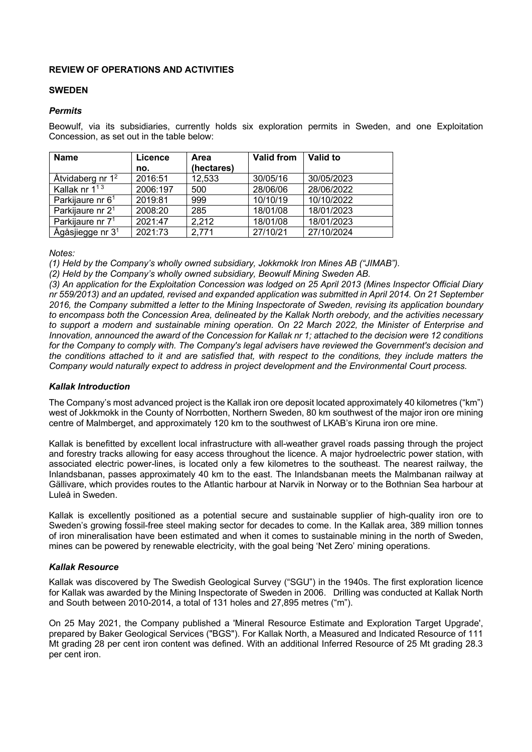**REVIEW OF OPERATIONS AND ACTIVITIES**

**SWEDEN**

***Permits***

Beowulf, via its subsidiaries, currently holds six exploration permits in Sweden, and one Exploitation Concession, as set out in the table below:

| Name | Licence no. | Area (hectares) | Valid from | Valid to |
|---|---|---|---|---|
| Åtvidaberg nr 1[2] | 2016:51 | 12,533 | 30/05/16 | 30/05/2023 |
| Kallak nr 1[1 3] | 2006:197 | 500 | 28/06/06 | 28/06/2022 |
| Parkijaure nr 6[1] | 2019:81 | 999 | 10/10/19 | 10/10/2022 |
| Parkijaure nr 2[1] | 2008:20 | 285 | 18/01/08 | 18/01/2023 |
| Parkijaure nr 7[1] | 2021:47 | 2,212 | 18/01/08 | 18/01/2023 |
| Ågåsjiegge nr 3[1] | 2021:73 | 2,771 | 27/10/21 | 27/10/2024 |

*Notes:*

*(1) Held by the Company's wholly owned subsidiary, Jokkmokk Iron Mines AB ("JIMAB").*

*(2) Held by the Company's wholly owned subsidiary, Beowulf Mining Sweden AB.*

*(3) An application for the Exploitation Concession was lodged on 25 April 2013 (Mines Inspector Official Diary nr 559/2013) and an updated, revised and expanded application was submitted in April 2014. On 21 September 2016, the Company submitted a letter to the Mining Inspectorate of Sweden, revising its application boundary to encompass both the Concession Area, delineated by the Kallak North orebody, and the activities necessary to support a modern and sustainable mining operation. On 22 March 2022, the Minister of Enterprise and Innovation, announced the award of the Concession for Kallak nr 1; attached to the decision were 12 conditions for the Company to comply with. The Company's legal advisers have reviewed the Government's decision and the conditions attached to it and are satisfied that, with respect to the conditions, they include matters the Company would naturally expect to address in project development and the Environmental Court process.*

***Kallak Introduction***

The Company's most advanced project is the Kallak iron ore deposit located approximately 40 kilometres ("km") west of Jokkmokk in the County of Norrbotten, Northern Sweden, 80 km southwest of the major iron ore mining centre of Malmberget, and approximately 120 km to the southwest of LKAB's Kiruna iron ore mine.

Kallak is benefitted by excellent local infrastructure with all-weather gravel roads passing through the project and forestry tracks allowing for easy access throughout the licence. A major hydroelectric power station, with associated electric power-lines, is located only a few kilometres to the southeast. The nearest railway, the Inlandsbanan, passes approximately 40 km to the east. The Inlandsbanan meets the Malmbanan railway at Gällivare, which provides routes to the Atlantic harbour at Narvik in Norway or to the Bothnian Sea harbour at Luleå in Sweden.

Kallak is excellently positioned as a potential secure and sustainable supplier of high-quality iron ore to Sweden's growing fossil-free steel making sector for decades to come. In the Kallak area, 389 million tonnes of iron mineralisation have been estimated and when it comes to sustainable mining in the north of Sweden, mines can be powered by renewable electricity, with the goal being 'Net Zero' mining operations.

***Kallak Resource***

Kallak was discovered by The Swedish Geological Survey ("SGU") in the 1940s. The first exploration licence for Kallak was awarded by the Mining Inspectorate of Sweden in 2006. Drilling was conducted at Kallak North and South between 2010-2014, a total of 131 holes and 27,895 metres ("m").

On 25 May 2021, the Company published a 'Mineral Resource Estimate and Exploration Target Upgrade', prepared by Baker Geological Services ("BGS"). For Kallak North, a Measured and Indicated Resource of 111 Mt grading 28 per cent iron content was defined. With an additional Inferred Resource of 25 Mt grading 28.3 per cent iron.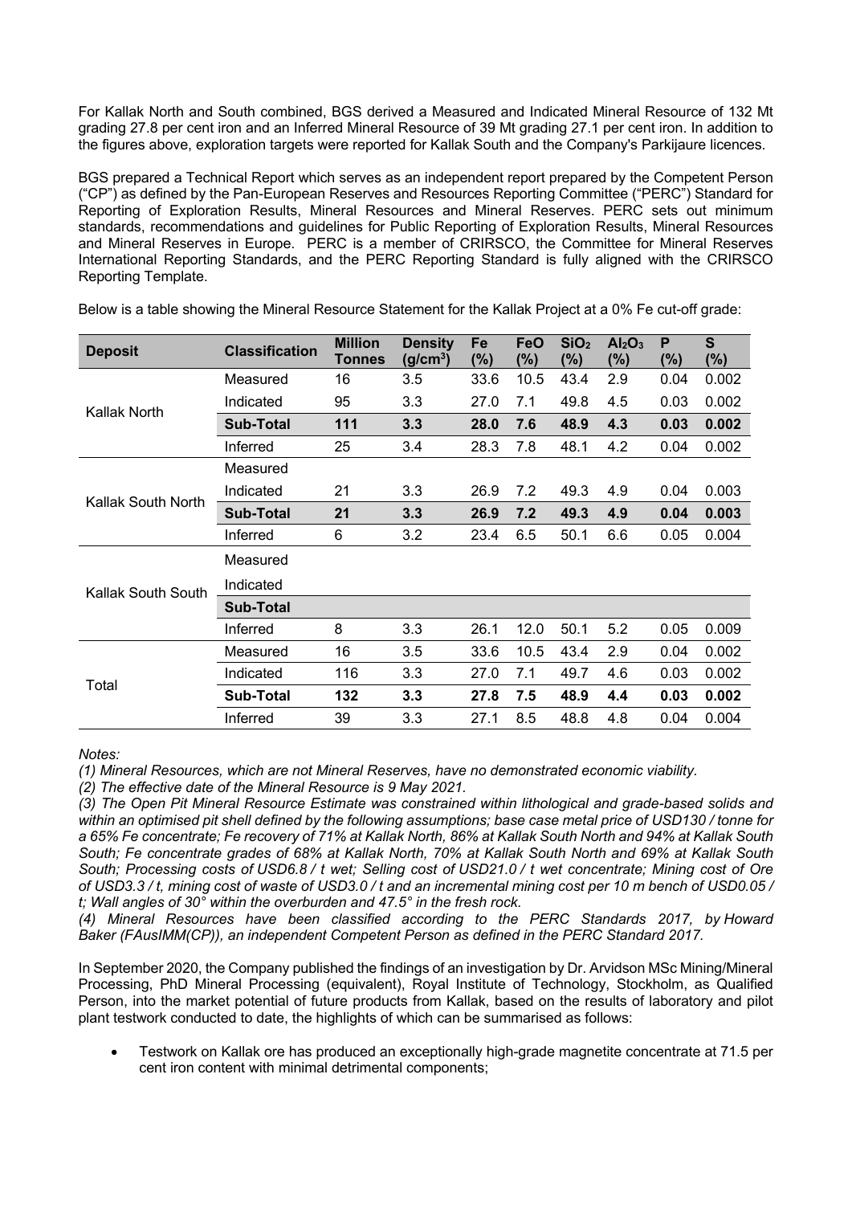For Kallak North and South combined, BGS derived a Measured and Indicated Mineral Resource of 132 Mt grading 27.8 per cent iron and an Inferred Mineral Resource of 39 Mt grading 27.1 per cent iron. In addition to the figures above, exploration targets were reported for Kallak South and the Company's Parkijaure licences.

BGS prepared a Technical Report which serves as an independent report prepared by the Competent Person ("CP") as defined by the Pan-European Reserves and Resources Reporting Committee ("PERC") Standard for Reporting of Exploration Results, Mineral Resources and Mineral Reserves. PERC sets out minimum standards, recommendations and guidelines for Public Reporting of Exploration Results, Mineral Resources and Mineral Reserves in Europe. PERC is a member of CRIRSCO, the Committee for Mineral Reserves International Reporting Standards, and the PERC Reporting Standard is fully aligned with the CRIRSCO Reporting Template.

Below is a table showing the Mineral Resource Statement for the Kallak Project at a 0% Fe cut-off grade:

| Deposit | Classification | Million Tonnes | Density ($g/cm^3$) | Fe (%) | FeO (%) | $SiO_2$ (%) | $Al_2O_3$ (%) | P (%) | S (%) |
|---|---|---|---|---|---|---|---|---|---|
| Kallak North | Measured | 16 | 3.5 | 33.6 | 10.5 | 43.4 | 2.9 | 0.04 | 0.002 |
| | Indicated | 95 | 3.3 | 27.0 | 7.1 | 49.8 | 4.5 | 0.03 | 0.002 |
| | **Sub-Total** | **111** | **3.3** | **28.0** | **7.6** | **48.9** | **4.3** | **0.03** | **0.002** |
| | Inferred | 25 | 3.4 | 28.3 | 7.8 | 48.1 | 4.2 | 0.04 | 0.002 |
| Kallak South North | Measured | | | | | | | | |
| | Indicated | 21 | 3.3 | 26.9 | 7.2 | 49.3 | 4.9 | 0.04 | 0.003 |
| | **Sub-Total** | **21** | **3.3** | **26.9** | **7.2** | **49.3** | **4.9** | **0.04** | **0.003** |
| | Inferred | 6 | 3.2 | 23.4 | 6.5 | 50.1 | 6.6 | 0.05 | 0.004 |
| Kallak South South | Measured | | | | | | | | |
| | Indicated | | | | | | | | |
| | **Sub-Total** | | | | | | | | |
| | Inferred | 8 | 3.3 | 26.1 | 12.0 | 50.1 | 5.2 | 0.05 | 0.009 |
| Total | Measured | 16 | 3.5 | 33.6 | 10.5 | 43.4 | 2.9 | 0.04 | 0.002 |
| | Indicated | 116 | 3.3 | 27.0 | 7.1 | 49.7 | 4.6 | 0.03 | 0.002 |
| | **Sub-Total** | **132** | **3.3** | **27.8** | **7.5** | **48.9** | **4.4** | **0.03** | **0.002** |
| | Inferred | 39 | 3.3 | 27.1 | 8.5 | 48.8 | 4.8 | 0.04 | 0.004 |

*Notes:*

*(1) Mineral Resources, which are not Mineral Reserves, have no demonstrated economic viability.*

*(2) The effective date of the Mineral Resource is 9 May 2021.*

*(3) The Open Pit Mineral Resource Estimate was constrained within lithological and grade-based solids and within an optimised pit shell defined by the following assumptions; base case metal price of USD130 / tonne for a 65% Fe concentrate; Fe recovery of 71% at Kallak North, 86% at Kallak South North and 94% at Kallak South South; Fe concentrate grades of 68% at Kallak North, 70% at Kallak South North and 69% at Kallak South South; Processing costs of USD6.8 / t wet; Selling cost of USD21.0 / t wet concentrate; Mining cost of Ore of USD3.3 / t, mining cost of waste of USD3.0 / t and an incremental mining cost per 10 m bench of USD0.05 / t; Wall angles of 30° within the overburden and 47.5° in the fresh rock.*

*(4) Mineral Resources have been classified according to the PERC Standards 2017, by Howard Baker (FAusIMM(CP)), an independent Competent Person as defined in the PERC Standard 2017.*

In September 2020, the Company published the findings of an investigation by Dr. Arvidson MSc Mining/Mineral Processing, PhD Mineral Processing (equivalent), Royal Institute of Technology, Stockholm, as Qualified Person, into the market potential of future products from Kallak, based on the results of laboratory and pilot plant testwork conducted to date, the highlights of which can be summarised as follows:

- Testwork on Kallak ore has produced an exceptionally high-grade magnetite concentrate at 71.5 per cent iron content with minimal detrimental components;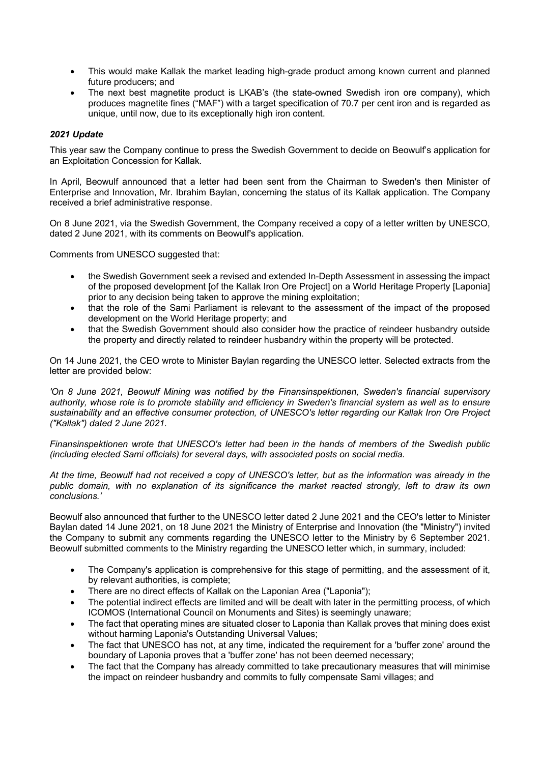- This would make Kallak the market leading high-grade product among known current and planned future producers; and
- The next best magnetite product is LKAB's (the state-owned Swedish iron ore company), which produces magnetite fines ("MAF") with a target specification of 70.7 per cent iron and is regarded as unique, until now, due to its exceptionally high iron content.

### *2021 Update*

This year saw the Company continue to press the Swedish Government to decide on Beowulf's application for an Exploitation Concession for Kallak.

In April, Beowulf announced that a letter had been sent from the Chairman to Sweden's then Minister of Enterprise and Innovation, Mr. Ibrahim Baylan, concerning the status of its Kallak application. The Company received a brief administrative response.

On 8 June 2021, via the Swedish Government, the Company received a copy of a letter written by UNESCO, dated 2 June 2021, with its comments on Beowulf's application.

Comments from UNESCO suggested that:

- the Swedish Government seek a revised and extended In-Depth Assessment in assessing the impact of the proposed development [of the Kallak Iron Ore Project] on a World Heritage Property [Laponia] prior to any decision being taken to approve the mining exploitation;
- that the role of the Sami Parliament is relevant to the assessment of the impact of the proposed development on the World Heritage property; and
- that the Swedish Government should also consider how the practice of reindeer husbandry outside the property and directly related to reindeer husbandry within the property will be protected.

On 14 June 2021, the CEO wrote to Minister Baylan regarding the UNESCO letter. Selected extracts from the letter are provided below:

*'On 8 June 2021, Beowulf Mining was notified by the Finansinspektionen, Sweden's financial supervisory authority, whose role is to promote stability and efficiency in Sweden's financial system as well as to ensure sustainability and an effective consumer protection, of UNESCO's letter regarding our Kallak Iron Ore Project ("Kallak") dated 2 June 2021.*

*Finansinspektionen wrote that UNESCO's letter had been in the hands of members of the Swedish public (including elected Sami officials) for several days, with associated posts on social media.*

*At the time, Beowulf had not received a copy of UNESCO's letter, but as the information was already in the public domain, with no explanation of its significance the market reacted strongly, left to draw its own conclusions.'*

Beowulf also announced that further to the UNESCO letter dated 2 June 2021 and the CEO's letter to Minister Baylan dated 14 June 2021, on 18 June 2021 the Ministry of Enterprise and Innovation (the "Ministry") invited the Company to submit any comments regarding the UNESCO letter to the Ministry by 6 September 2021. Beowulf submitted comments to the Ministry regarding the UNESCO letter which, in summary, included:

- The Company's application is comprehensive for this stage of permitting, and the assessment of it, by relevant authorities, is complete;
- There are no direct effects of Kallak on the Laponian Area ("Laponia");
- The potential indirect effects are limited and will be dealt with later in the permitting process, of which ICOMOS (International Council on Monuments and Sites) is seemingly unaware;
- The fact that operating mines are situated closer to Laponia than Kallak proves that mining does exist without harming Laponia's Outstanding Universal Values;
- The fact that UNESCO has not, at any time, indicated the requirement for a 'buffer zone' around the boundary of Laponia proves that a 'buffer zone' has not been deemed necessary;
- The fact that the Company has already committed to take precautionary measures that will minimise the impact on reindeer husbandry and commits to fully compensate Sami villages; and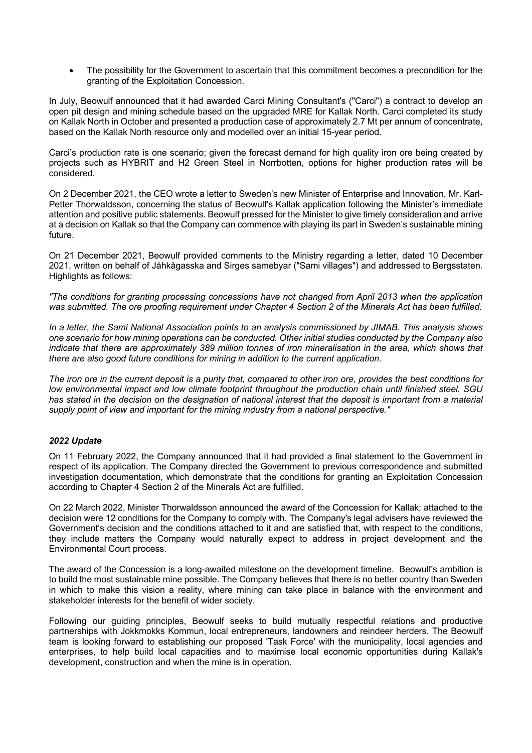- The possibility for the Government to ascertain that this commitment becomes a precondition for the granting of the Exploitation Concession.

In July, Beowulf announced that it had awarded Carci Mining Consultant's ("Carci") a contract to develop an open pit design and mining schedule based on the upgraded MRE for Kallak North. Carci completed its study on Kallak North in October and presented a production case of approximately 2.7 Mt per annum of concentrate, based on the Kallak North resource only and modelled over an initial 15-year period.

Carci's production rate is one scenario; given the forecast demand for high quality iron ore being created by projects such as HYBRIT and H2 Green Steel in Norrbotten, options for higher production rates will be considered.

On 2 December 2021, the CEO wrote a letter to Sweden's new Minister of Enterprise and Innovation, Mr. Karl-Petter Thorwaldsson, concerning the status of Beowulf's Kallak application following the Minister's immediate attention and positive public statements. Beowulf pressed for the Minister to give timely consideration and arrive at a decision on Kallak so that the Company can commence with playing its part in Sweden's sustainable mining future.

On 21 December 2021, Beowulf provided comments to the Ministry regarding a letter, dated 10 December 2021, written on behalf of Jåhkågasska and Sirges samebyar ("Sami villages") and addressed to Bergsstaten. Highlights as follows:

*"The conditions for granting processing concessions have not changed from April 2013 when the application was submitted. The ore proofing requirement under Chapter 4 Section 2 of the Minerals Act has been fulfilled.*

*In a letter, the Sami National Association points to an analysis commissioned by JIMAB. This analysis shows one scenario for how mining operations can be conducted. Other initial studies conducted by the Company also indicate that there are approximately 389 million tonnes of iron mineralisation in the area, which shows that there are also good future conditions for mining in addition to the current application.*

*The iron ore in the current deposit is a purity that, compared to other iron ore, provides the best conditions for low environmental impact and low climate footprint throughout the production chain until finished steel. SGU has stated in the decision on the designation of national interest that the deposit is important from a material supply point of view and important for the mining industry from a national perspective."*

### *2022 Update*

On 11 February 2022, the Company announced that it had provided a final statement to the Government in respect of its application. The Company directed the Government to previous correspondence and submitted investigation documentation, which demonstrate that the conditions for granting an Exploitation Concession according to Chapter 4 Section 2 of the Minerals Act are fulfilled.

On 22 March 2022, Minister Thorwaldsson announced the award of the Concession for Kallak; attached to the decision were 12 conditions for the Company to comply with. The Company's legal advisers have reviewed the Government's decision and the conditions attached to it and are satisfied that, with respect to the conditions, they include matters the Company would naturally expect to address in project development and the Environmental Court process.

The award of the Concession is a long-awaited milestone on the development timeline. Beowulf's ambition is to build the most sustainable mine possible. The Company believes that there is no better country than Sweden in which to make this vision a reality, where mining can take place in balance with the environment and stakeholder interests for the benefit of wider society.

Following our guiding principles, Beowulf seeks to build mutually respectful relations and productive partnerships with Jokkmokks Kommun, local entrepreneurs, landowners and reindeer herders. The Beowulf team is looking forward to establishing our proposed 'Task Force' with the municipality, local agencies and enterprises, to help build local capacities and to maximise local economic opportunities during Kallak's development, construction and when the mine is in operation.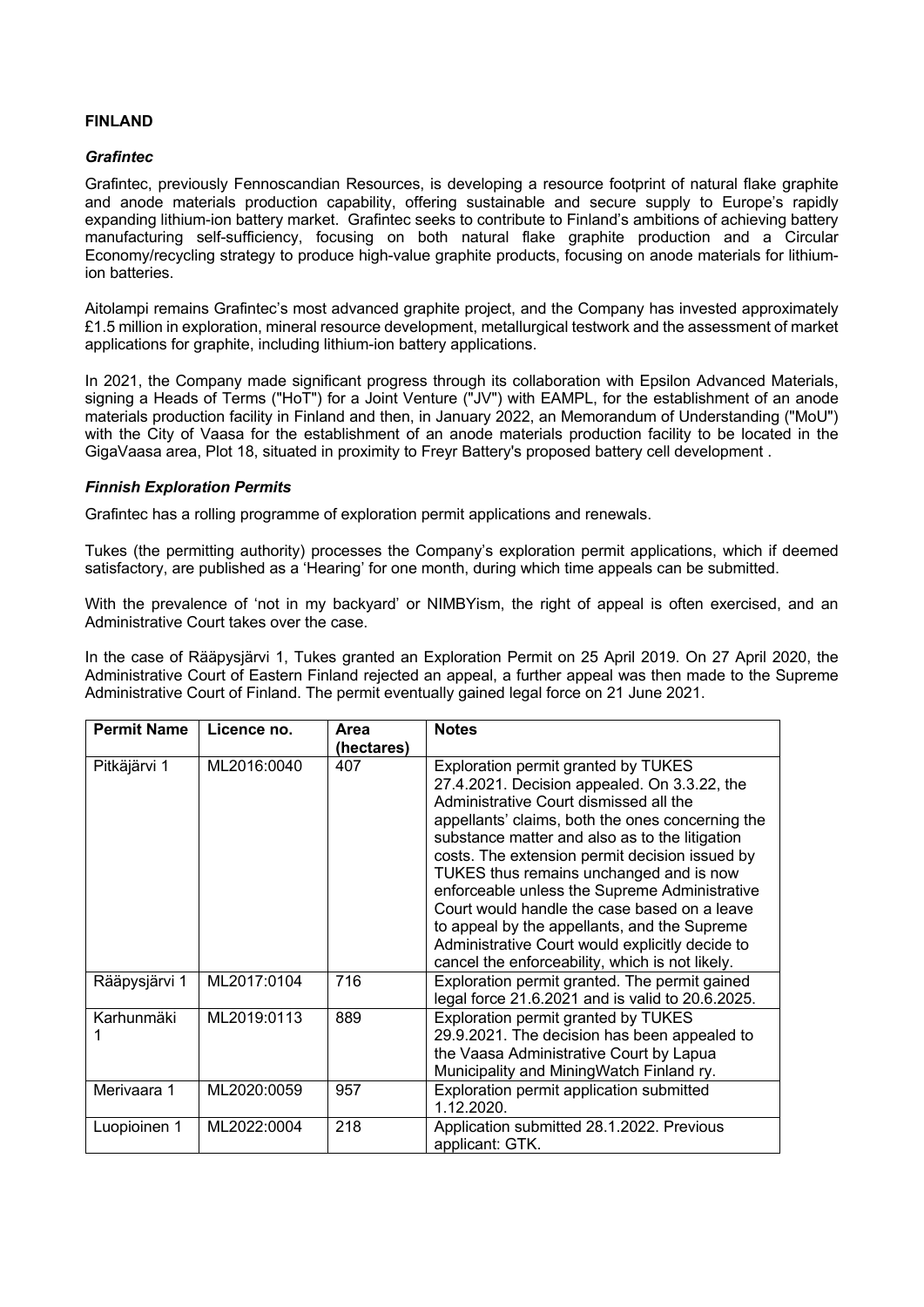**FINLAND**

***Grafintec***

Grafintec, previously Fennoscandian Resources, is developing a resource footprint of natural flake graphite and anode materials production capability, offering sustainable and secure supply to Europe's rapidly expanding lithium-ion battery market. Grafintec seeks to contribute to Finland's ambitions of achieving battery manufacturing self-sufficiency, focusing on both natural flake graphite production and a Circular Economy/recycling strategy to produce high-value graphite products, focusing on anode materials for lithium-ion batteries.

Aitolampi remains Grafintec's most advanced graphite project, and the Company has invested approximately £1.5 million in exploration, mineral resource development, metallurgical testwork and the assessment of market applications for graphite, including lithium-ion battery applications.

In 2021, the Company made significant progress through its collaboration with Epsilon Advanced Materials, signing a Heads of Terms ("HoT") for a Joint Venture ("JV") with EAMPL, for the establishment of an anode materials production facility in Finland and then, in January 2022, an Memorandum of Understanding ("MoU") with the City of Vaasa for the establishment of an anode materials production facility to be located in the GigaVaasa area, Plot 18, situated in proximity to Freyr Battery's proposed battery cell development .

***Finnish Exploration Permits***

Grafintec has a rolling programme of exploration permit applications and renewals.

Tukes (the permitting authority) processes the Company's exploration permit applications, which if deemed satisfactory, are published as a 'Hearing' for one month, during which time appeals can be submitted.

With the prevalence of 'not in my backyard' or NIMBYism, the right of appeal is often exercised, and an Administrative Court takes over the case.

In the case of Rääpysjärvi 1, Tukes granted an Exploration Permit on 25 April 2019. On 27 April 2020, the Administrative Court of Eastern Finland rejected an appeal, a further appeal was then made to the Supreme Administrative Court of Finland. The permit eventually gained legal force on 21 June 2021.

| Permit Name | Licence no. | Area (hectares) | Notes |
|---|---|---|---|
| Pitkäjärvi 1 | ML2016:0040 | 407 | Exploration permit granted by TUKES 27.4.2021. Decision appealed. On 3.3.22, the Administrative Court dismissed all the appellants' claims, both the ones concerning the substance matter and also as to the litigation costs. The extension permit decision issued by TUKES thus remains unchanged and is now enforceable unless the Supreme Administrative Court would handle the case based on a leave to appeal by the appellants, and the Supreme Administrative Court would explicitly decide to cancel the enforceability, which is not likely. |
| Rääpysjärvi 1 | ML2017:0104 | 716 | Exploration permit granted. The permit gained legal force 21.6.2021 and is valid to 20.6.2025. |
| Karhunmäki 1 | ML2019:0113 | 889 | Exploration permit granted by TUKES 29.9.2021. The decision has been appealed to the Vaasa Administrative Court by Lapua Municipality and MiningWatch Finland ry. |
| Merivaara 1 | ML2020:0059 | 957 | Exploration permit application submitted 1.12.2020. |
| Luopioinen 1 | ML2022:0004 | 218 | Application submitted 28.1.2022. Previous applicant: GTK. |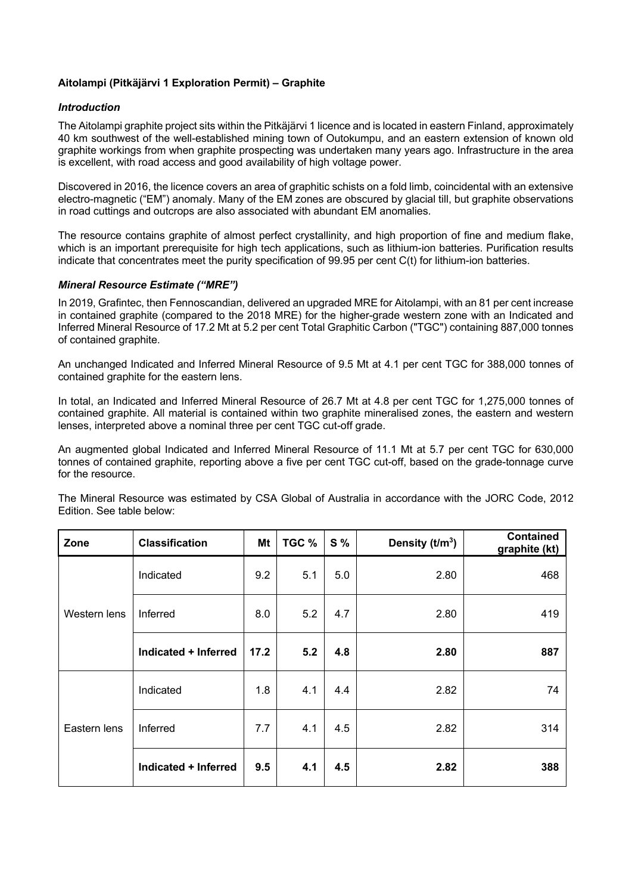**Aitolampi (Pitkäjärvi 1 Exploration Permit) – Graphite**

***Introduction***

The Aitolampi graphite project sits within the Pitkäjärvi 1 licence and is located in eastern Finland, approximately 40 km southwest of the well-established mining town of Outokumpu, and an eastern extension of known old graphite workings from when graphite prospecting was undertaken many years ago. Infrastructure in the area is excellent, with road access and good availability of high voltage power.

Discovered in 2016, the licence covers an area of graphitic schists on a fold limb, coincidental with an extensive electro-magnetic ("EM") anomaly. Many of the EM zones are obscured by glacial till, but graphite observations in road cuttings and outcrops are also associated with abundant EM anomalies.

The resource contains graphite of almost perfect crystallinity, and high proportion of fine and medium flake, which is an important prerequisite for high tech applications, such as lithium-ion batteries. Purification results indicate that concentrates meet the purity specification of 99.95 per cent C(t) for lithium-ion batteries.

***Mineral Resource Estimate ("MRE")***

In 2019, Grafintec, then Fennoscandian, delivered an upgraded MRE for Aitolampi, with an 81 per cent increase in contained graphite (compared to the 2018 MRE) for the higher-grade western zone with an Indicated and Inferred Mineral Resource of 17.2 Mt at 5.2 per cent Total Graphitic Carbon ("TGC") containing 887,000 tonnes of contained graphite.

An unchanged Indicated and Inferred Mineral Resource of 9.5 Mt at 4.1 per cent TGC for 388,000 tonnes of contained graphite for the eastern lens.

In total, an Indicated and Inferred Mineral Resource of 26.7 Mt at 4.8 per cent TGC for 1,275,000 tonnes of contained graphite. All material is contained within two graphite mineralised zones, the eastern and western lenses, interpreted above a nominal three per cent TGC cut-off grade.

An augmented global Indicated and Inferred Mineral Resource of 11.1 Mt at 5.7 per cent TGC for 630,000 tonnes of contained graphite, reporting above a five per cent TGC cut-off, based on the grade-tonnage curve for the resource.

The Mineral Resource was estimated by CSA Global of Australia in accordance with the JORC Code, 2012 Edition. See table below:

| Zone | Classification | Mt | TGC % | S % | Density ($t/m^3$) | Contained graphite (kt) |
|---|---|---|---|---|---|---|
| Western lens | Indicated | 9.2 | 5.1 | 5.0 | 2.80 | 468 |
| | Inferred | 8.0 | 5.2 | 4.7 | 2.80 | 419 |
| | **Indicated + Inferred** | **17.2** | **5.2** | **4.8** | **2.80** | **887** |
| Eastern lens | Indicated | 1.8 | 4.1 | 4.4 | 2.82 | 74 |
| | Inferred | 7.7 | 4.1 | 4.5 | 2.82 | 314 |
| | **Indicated + Inferred** | **9.5** | **4.1** | **4.5** | **2.82** | **388** |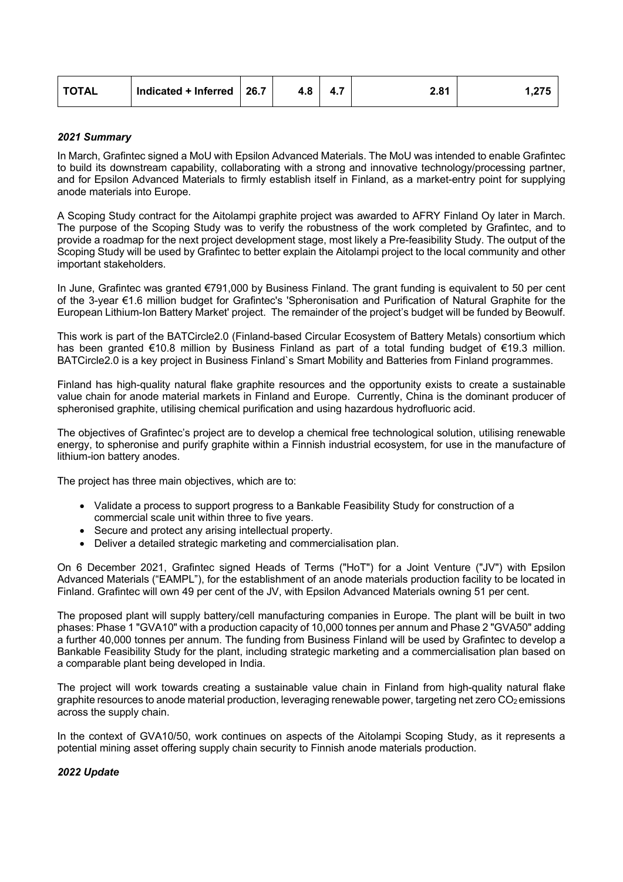| TOTAL | Indicated + Inferred | 26.7 | 4.8 | 4.7 | 2.81 | 1,275 |
|---|---|---|---|---|---|---|

### *2021 Summary*

In March, Grafintec signed a MoU with Epsilon Advanced Materials. The MoU was intended to enable Grafintec to build its downstream capability, collaborating with a strong and innovative technology/processing partner, and for Epsilon Advanced Materials to firmly establish itself in Finland, as a market-entry point for supplying anode materials into Europe.

A Scoping Study contract for the Aitolampi graphite project was awarded to AFRY Finland Oy later in March. The purpose of the Scoping Study was to verify the robustness of the work completed by Grafintec, and to provide a roadmap for the next project development stage, most likely a Pre-feasibility Study. The output of the Scoping Study will be used by Grafintec to better explain the Aitolampi project to the local community and other important stakeholders.

In June, Grafintec was granted €791,000 by Business Finland. The grant funding is equivalent to 50 per cent of the 3-year €1.6 million budget for Grafintec's 'Spheronisation and Purification of Natural Graphite for the European Lithium-Ion Battery Market' project. The remainder of the project's budget will be funded by Beowulf.

This work is part of the BATCircle2.0 (Finland-based Circular Ecosystem of Battery Metals) consortium which has been granted €10.8 million by Business Finland as part of a total funding budget of €19.3 million. BATCircle2.0 is a key project in Business Finland`s Smart Mobility and Batteries from Finland programmes.

Finland has high-quality natural flake graphite resources and the opportunity exists to create a sustainable value chain for anode material markets in Finland and Europe. Currently, China is the dominant producer of spheronised graphite, utilising chemical purification and using hazardous hydrofluoric acid.

The objectives of Grafintec's project are to develop a chemical free technological solution, utilising renewable energy, to spheronise and purify graphite within a Finnish industrial ecosystem, for use in the manufacture of lithium-ion battery anodes.

The project has three main objectives, which are to:

- Validate a process to support progress to a Bankable Feasibility Study for construction of a commercial scale unit within three to five years.
- Secure and protect any arising intellectual property.
- Deliver a detailed strategic marketing and commercialisation plan.

On 6 December 2021, Grafintec signed Heads of Terms ("HoT") for a Joint Venture ("JV") with Epsilon Advanced Materials ("EAMPL"), for the establishment of an anode materials production facility to be located in Finland. Grafintec will own 49 per cent of the JV, with Epsilon Advanced Materials owning 51 per cent.

The proposed plant will supply battery/cell manufacturing companies in Europe. The plant will be built in two phases: Phase 1 "GVA10" with a production capacity of 10,000 tonnes per annum and Phase 2 "GVA50" adding a further 40,000 tonnes per annum. The funding from Business Finland will be used by Grafintec to develop a Bankable Feasibility Study for the plant, including strategic marketing and a commercialisation plan based on a comparable plant being developed in India.

The project will work towards creating a sustainable value chain in Finland from high-quality natural flake graphite resources to anode material production, leveraging renewable power, targeting net zero $CO_2$ emissions across the supply chain.

In the context of GVA10/50, work continues on aspects of the Aitolampi Scoping Study, as it represents a potential mining asset offering supply chain security to Finnish anode materials production.

### *2022 Update*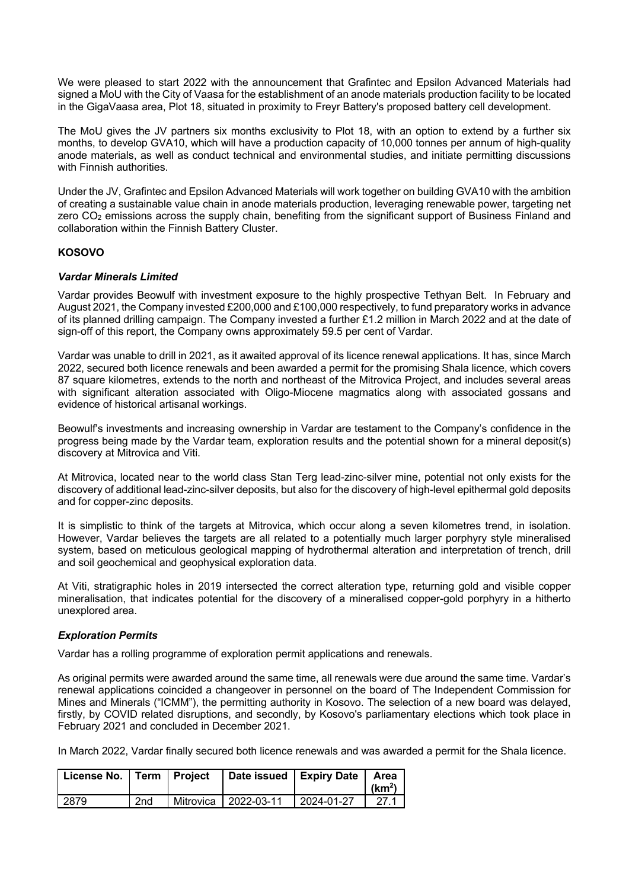We were pleased to start 2022 with the announcement that Grafintec and Epsilon Advanced Materials had signed a MoU with the City of Vaasa for the establishment of an anode materials production facility to be located in the GigaVaasa area, Plot 18, situated in proximity to Freyr Battery's proposed battery cell development.

The MoU gives the JV partners six months exclusivity to Plot 18, with an option to extend by a further six months, to develop GVA10, which will have a production capacity of 10,000 tonnes per annum of high-quality anode materials, as well as conduct technical and environmental studies, and initiate permitting discussions with Finnish authorities.

Under the JV, Grafintec and Epsilon Advanced Materials will work together on building GVA10 with the ambition of creating a sustainable value chain in anode materials production, leveraging renewable power, targeting net zero $CO_2$ emissions across the supply chain, benefiting from the significant support of Business Finland and collaboration within the Finnish Battery Cluster.

**KOSOVO**

***Vardar Minerals Limited***

Vardar provides Beowulf with investment exposure to the highly prospective Tethyan Belt. In February and August 2021, the Company invested £200,000 and £100,000 respectively, to fund preparatory works in advance of its planned drilling campaign. The Company invested a further £1.2 million in March 2022 and at the date of sign-off of this report, the Company owns approximately 59.5 per cent of Vardar.

Vardar was unable to drill in 2021, as it awaited approval of its licence renewal applications. It has, since March 2022, secured both licence renewals and been awarded a permit for the promising Shala licence, which covers 87 square kilometres, extends to the north and northeast of the Mitrovica Project, and includes several areas with significant alteration associated with Oligo-Miocene magmatics along with associated gossans and evidence of historical artisanal workings.

Beowulf's investments and increasing ownership in Vardar are testament to the Company's confidence in the progress being made by the Vardar team, exploration results and the potential shown for a mineral deposit(s) discovery at Mitrovica and Viti.

At Mitrovica, located near to the world class Stan Terg lead-zinc-silver mine, potential not only exists for the discovery of additional lead-zinc-silver deposits, but also for the discovery of high-level epithermal gold deposits and for copper-zinc deposits.

It is simplistic to think of the targets at Mitrovica, which occur along a seven kilometres trend, in isolation. However, Vardar believes the targets are all related to a potentially much larger porphyry style mineralised system, based on meticulous geological mapping of hydrothermal alteration and interpretation of trench, drill and soil geochemical and geophysical exploration data.

At Viti, stratigraphic holes in 2019 intersected the correct alteration type, returning gold and visible copper mineralisation, that indicates potential for the discovery of a mineralised copper-gold porphyry in a hitherto unexplored area.

***Exploration Permits***

Vardar has a rolling programme of exploration permit applications and renewals.

As original permits were awarded around the same time, all renewals were due around the same time. Vardar's renewal applications coincided a changeover in personnel on the board of The Independent Commission for Mines and Minerals ("ICMM"), the permitting authority in Kosovo. The selection of a new board was delayed, firstly, by COVID related disruptions, and secondly, by Kosovo's parliamentary elections which took place in February 2021 and concluded in December 2021.

In March 2022, Vardar finally secured both licence renewals and was awarded a permit for the Shala licence.

| License No. | Term | Project | Date issued | Expiry Date | Area (km$^2$) |
|---|---|---|---|---|---|
| 2879 | 2nd | Mitrovica | 2022-03-11 | 2024-01-27 | 27.1 |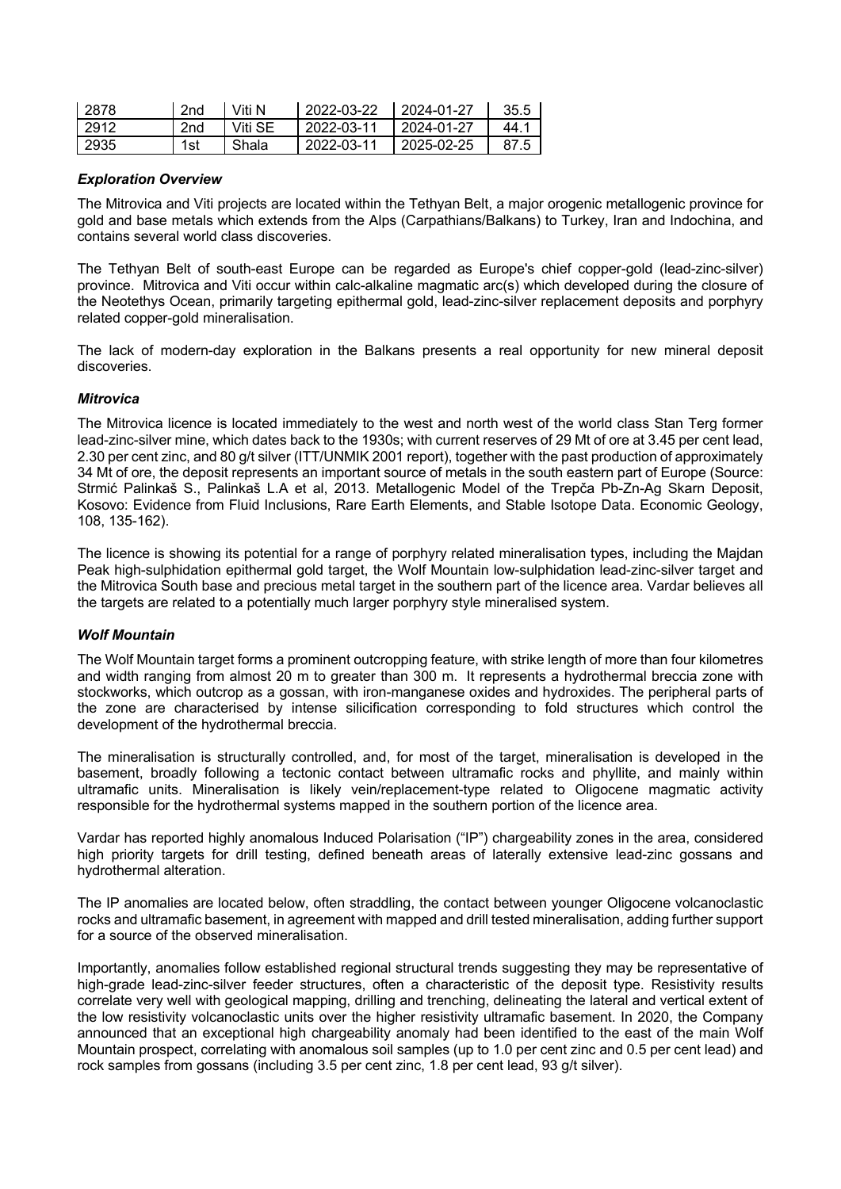| 2878 | 2nd | Viti N | 2022-03-22 | 2024-01-27 | 35.5 |
|---|---|---|---|---|---|
| 2912 | 2nd | Viti SE | 2022-03-11 | 2024-01-27 | 44.1 |
| 2935 | 1st | Shala | 2022-03-11 | 2025-02-25 | 87.5 |

### *Exploration Overview*

The Mitrovica and Viti projects are located within the Tethyan Belt, a major orogenic metallogenic province for gold and base metals which extends from the Alps (Carpathians/Balkans) to Turkey, Iran and Indochina, and contains several world class discoveries.

The Tethyan Belt of south-east Europe can be regarded as Europe's chief copper-gold (lead-zinc-silver) province. Mitrovica and Viti occur within calc-alkaline magmatic arc(s) which developed during the closure of the Neotethys Ocean, primarily targeting epithermal gold, lead-zinc-silver replacement deposits and porphyry related copper-gold mineralisation.

The lack of modern-day exploration in the Balkans presents a real opportunity for new mineral deposit discoveries.

### *Mitrovica*

The Mitrovica licence is located immediately to the west and north west of the world class Stan Terg former lead-zinc-silver mine, which dates back to the 1930s; with current reserves of 29 Mt of ore are at 3.45 per cent lead, 2.30 per cent zinc, and 80 g/t silver (ITT/UNMIK 2001 report), together with the past production of approximately 34 Mt of ore, the deposit represents an important source of metals in the south eastern part of Europe (Source: Strmić Palinkaš S., Palinkaš L.A et al, 2013. Metallogenic Model of the Trepča Pb-Zn-Ag Skarn Deposit, Kosovo: Evidence from Fluid Inclusions, Rare Earth Elements, and Stable Isotope Data. Economic Geology, 108, 135-162).

The licence is showing its potential for a range of porphyry related mineralisation types, including the Majdan Peak high-sulphidation epithermal gold target, the Wolf Mountain low-sulphidation lead-zinc-silver target and the Mitrovica South base and precious metal target in the southern part of the licence area. Vardar believes all the targets are related to a potentially much larger porphyry style mineralised system.

### *Wolf Mountain*

The Wolf Mountain target forms a prominent outcropping feature, with strike length of more than four kilometres and width ranging from almost 20 m to greater than 300 m. It represents a hydrothermal breccia zone with stockworks, which outcrop as a gossan, with iron-manganese oxides and hydroxides. The peripheral parts of the zone are characterised by intense silicification corresponding to fold structures which control the development of the hydrothermal breccia.

The mineralisation is structurally controlled, and, for most of the target, mineralisation is developed in the basement, broadly following a tectonic contact between ultramafic rocks and phyllite, and mainly within ultramafic units. Mineralisation is likely vein/replacement-type related to Oligocene magmatic activity responsible for the hydrothermal systems mapped in the southern portion of the licence area.

Vardar has reported highly anomalous Induced Polarisation ("IP") chargeability zones in the area, considered high priority targets for drill testing, defined beneath areas of laterally extensive lead-zinc gossans and hydrothermal alteration.

The IP anomalies are located below, often straddling, the contact between younger Oligocene volcanoclastic rocks and ultramafic basement, in agreement with mapped and drill tested mineralisation, adding further support for a source of the observed mineralisation.

Importantly, anomalies follow established regional structural trends suggesting they may be representative of high-grade lead-zinc-silver feeder structures, often a characteristic of the deposit type. Resistivity results correlate very well with geological mapping, drilling and trenching, delineating the lateral and vertical extent of the low resistivity volcanoclastic units over the higher resistivity ultramafic basement. In 2020, the Company announced that an exceptional high chargeability anomaly had been identified to the east of the main Wolf Mountain prospect, correlating with anomalous soil samples (up to 1.0 per cent zinc and 0.5 per cent lead) and rock samples from gossans (including 3.5 per cent zinc, 1.8 per cent lead, 93 g/t silver).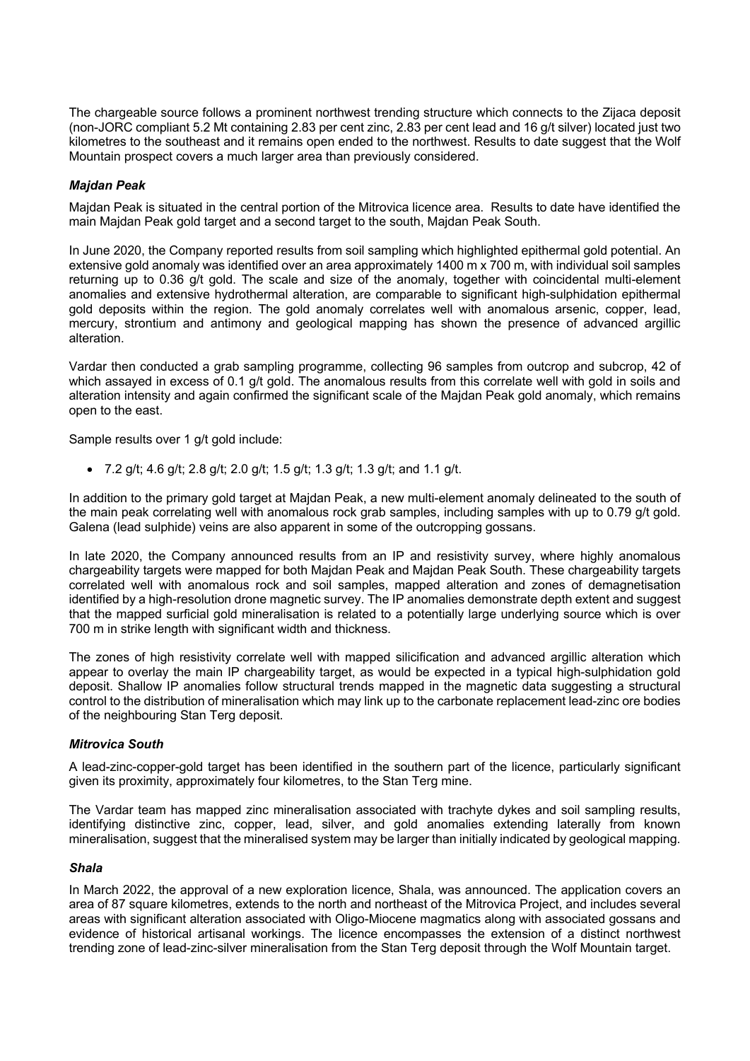The chargeable source follows a prominent northwest trending structure which connects to the Zijaca deposit (non-JORC compliant 5.2 Mt containing 2.83 per cent zinc, 2.83 per cent lead and 16 g/t silver) located just two kilometres to the southeast and it remains open ended to the northwest. Results to date suggest that the Wolf Mountain prospect covers a much larger area than previously considered.

#### *Majdan Peak*

Majdan Peak is situated in the central portion of the Mitrovica licence area. Results to date have identified the main Majdan Peak gold target and a second target to the south, Majdan Peak South.

In June 2020, the Company reported results from soil sampling which highlighted epithermal gold potential. An extensive gold anomaly was identified over an area approximately 1400 m x 700 m, with individual soil samples returning up to 0.36 g/t gold. The scale and size of the anomaly, together with coincidental multi-element anomalies and extensive hydrothermal alteration, are comparable to significant high-sulphidation epithermal gold deposits within the region. The gold anomaly correlates well with anomalous arsenic, copper, lead, mercury, strontium and antimony and geological mapping has shown the presence of advanced argillic alteration.

Vardar then conducted a grab sampling programme, collecting 96 samples from outcrop and subcrop, 42 of which assayed in excess of 0.1 g/t gold. The anomalous results from this correlate well with gold in soils and alteration intensity and again confirmed the significant scale of the Majdan Peak gold anomaly, which remains open to the east.

Sample results over 1 g/t gold include:

- 7.2 g/t; 4.6 g/t; 2.8 g/t; 2.0 g/t; 1.5 g/t; 1.3 g/t; 1.3 g/t; and 1.1 g/t.

In addition to the primary gold target at Majdan Peak, a new multi-element anomaly delineated to the south of the main peak correlating well with anomalous rock grab samples, including samples with up to 0.79 g/t gold. Galena (lead sulphide) veins are also apparent in some of the outcropping gossans.

In late 2020, the Company announced results from an IP and resistivity survey, where highly anomalous chargeability targets were mapped for both Majdan Peak and Majdan Peak South. These chargeability targets correlated well with anomalous rock and soil samples, mapped alteration and zones of demagnetisation identified by a high-resolution drone magnetic survey. The IP anomalies demonstrate depth extent and suggest that the mapped surficial gold mineralisation is related to a potentially large underlying source which is over 700 m in strike length with significant width and thickness.

The zones of high resistivity correlate well with mapped silicification and advanced argillic alteration which appear to overlay the main IP chargeability target, as would be expected in a typical high-sulphidation gold deposit. Shallow IP anomalies follow structural trends mapped in the magnetic data suggesting a structural control to the distribution of mineralisation which may link up to the carbonate replacement lead-zinc ore bodies of the neighbouring Stan Terg deposit.

#### *Mitrovica South*

A lead-zinc-copper-gold target has been identified in the southern part of the licence, particularly significant given its proximity, approximately four kilometres, to the Stan Terg mine.

The Vardar team has mapped zinc mineralisation associated with trachyte dykes and soil sampling results, identifying distinctive zinc, copper, lead, silver, and gold anomalies extending laterally from known mineralisation, suggest that the mineralised system may be larger than initially indicated by geological mapping.

#### *Shala*

In March 2022, the approval of a new exploration licence, Shala, was announced. The application covers an area of 87 square kilometres, extends to the north and northeast of the Mitrovica Project, and includes several areas with significant alteration associated with Oligo-Miocene magmatics along with associated gossans and evidence of historical artisanal workings. The licence encompasses the extension of a distinct northwest trending zone of lead-zinc-silver mineralisation from the Stan Terg deposit through the Wolf Mountain target.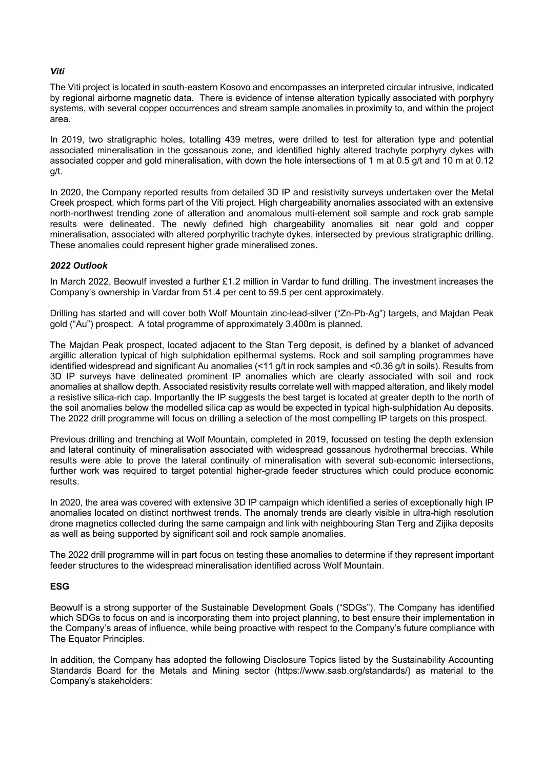### *Viti*

The Viti project is located in south-eastern Kosovo and encompasses an interpreted circular intrusive, indicated by regional airborne magnetic data. There is evidence of intense alteration typically associated with porphyry systems, with several copper occurrences and stream sample anomalies in proximity to, and within the project area.

In 2019, two stratigraphic holes, totalling 439 metres, were drilled to test for alteration type and potential associated mineralisation in the gossanous zone, and identified highly altered trachyte porphyry dykes with associated copper and gold mineralisation, with down the hole intersections of 1 m at 0.5 g/t and 10 m at 0.12 g/t.

In 2020, the Company reported results from detailed 3D IP and resistivity surveys undertaken over the Metal Creek prospect, which forms part of the Viti project. High chargeability anomalies associated with an extensive north-northwest trending zone of alteration and anomalous multi-element soil sample and rock grab sample results were delineated. The newly defined high chargeability anomalies sit near gold and copper mineralisation, associated with altered porphyritic trachyte dykes, intersected by previous stratigraphic drilling. These anomalies could represent higher grade mineralised zones.

### *2022 Outlook*

In March 2022, Beowulf invested a further £1.2 million in Vardar to fund drilling. The investment increases the Company's ownership in Vardar from 51.4 per cent to 59.5 per cent approximately.

Drilling has started and will cover both Wolf Mountain zinc-lead-silver ("Zn-Pb-Ag") targets, and Majdan Peak gold ("Au") prospect. A total programme of approximately 3,400m is planned.

The Majdan Peak prospect, located adjacent to the Stan Terg deposit, is defined by a blanket of advanced argillic alteration typical of high sulphidation epithermal systems. Rock and soil sampling programmes have identified widespread and significant Au anomalies (<11 g/t in rock samples and <0.36 g/t in soils). Results from 3D IP surveys have delineated prominent IP anomalies which are clearly associated with soil and rock anomalies at shallow depth. Associated resistivity results correlate well with mapped alteration, and likely model a resistive silica-rich cap. Importantly the IP suggests the best target is located at greater depth to the north of the soil anomalies below the modelled silica cap as would be expected in typical high-sulphidation Au deposits. The 2022 drill programme will focus on drilling a selection of the most compelling IP targets on this prospect.

Previous drilling and trenching at Wolf Mountain, completed in 2019, focussed on testing the depth extension and lateral continuity of mineralisation associated with widespread gossanous hydrothermal breccias. While results were able to prove the lateral continuity of mineralisation with several sub-economic intersections, further work was required to target potential higher-grade feeder structures which could produce economic results.

In 2020, the area was covered with extensive 3D IP campaign which identified a series of exceptionally high IP anomalies located on distinct northwest trends. The anomaly trends are clearly visible in ultra-high resolution drone magnetics collected during the same campaign and link with neighbouring Stan Terg and Zijika deposits as well as being supported by significant soil and rock sample anomalies.

The 2022 drill programme will in part focus on testing these anomalies to determine if they represent important feeder structures to the widespread mineralisation identified across Wolf Mountain.

## ESG

Beowulf is a strong supporter of the Sustainable Development Goals ("SDGs"). The Company has identified which SDGs to focus on and is incorporating them into project planning, to best ensure their implementation in the Company's areas of influence, while being proactive with respect to the Company's future compliance with The Equator Principles.

In addition, the Company has adopted the following Disclosure Topics listed by the Sustainability Accounting Standards Board for the Metals and Mining sector (https://www.sasb.org/standards/) as material to the Company's stakeholders: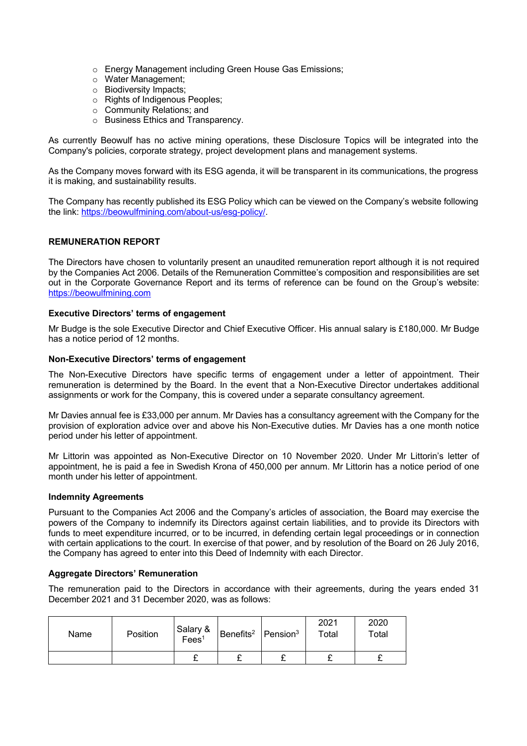- Energy Management including Green House Gas Emissions;
- Water Management;
- Biodiversity Impacts;
- Rights of Indigenous Peoples;
- Community Relations; and
- Business Ethics and Transparency.

As currently Beowulf has no active mining operations, these Disclosure Topics will be integrated into the Company's policies, corporate strategy, project development plans and management systems.

As the Company moves forward with its ESG agenda, it will be transparent in its communications, the progress it is making, and sustainability results.

The Company has recently published its ESG Policy which can be viewed on the Company's website following the link: https://beowulfmining.com/about-us/esg-policy/.

## REMUNERATION REPORT

The Directors have chosen to voluntarily present an unaudited remuneration report although it is not required by the Companies Act 2006. Details of the Remuneration Committee's composition and responsibilities are set out in the Corporate Governance Report and its terms of reference can be found on the Group's website: https://beowulfmining.com

### Executive Directors' terms of engagement

Mr Budge is the sole Executive Director and Chief Executive Officer. His annual salary is £180,000. Mr Budge has a notice period of 12 months.

### Non-Executive Directors' terms of engagement

The Non-Executive Directors have specific terms of engagement under a letter of appointment. Their remuneration is determined by the Board. In the event that a Non-Executive Director undertakes additional assignments or work for the Company, this is covered under a separate consultancy agreement.

Mr Davies annual fee is £33,000 per annum. Mr Davies has a consultancy agreement with the Company for the provision of exploration advice over and above his Non-Executive duties. Mr Davies has a one month notice period under his letter of appointment.

Mr Littorin was appointed as Non-Executive Director on 10 November 2020. Under Mr Littorin's letter of appointment, he is paid a fee in Swedish Krona of 450,000 per annum. Mr Littorin has a notice period of one month under his letter of appointment.

### Indemnity Agreements

Pursuant to the Companies Act 2006 and the Company's articles of association, the Board may exercise the powers of the Company to indemnify its Directors against certain liabilities, and to provide its Directors with funds to meet expenditure incurred, or to be incurred, in defending certain legal proceedings or in connection with certain applications to the court. In exercise of that power, and by resolution of the Board on 26 July 2016, the Company has agreed to enter into this Deed of Indemnity with each Director.

### Aggregate Directors' Remuneration

The remuneration paid to the Directors in accordance with their agreements, during the years ended 31 December 2021 and 31 December 2020, was as follows:

| Name | Position | Salary & Fees[1] | Benefits[2] | Pension[3] | 2021 Total | 2020 Total |
|---|---|---|---|---|---|---|
| | | £ | £ | £ | £ | £ |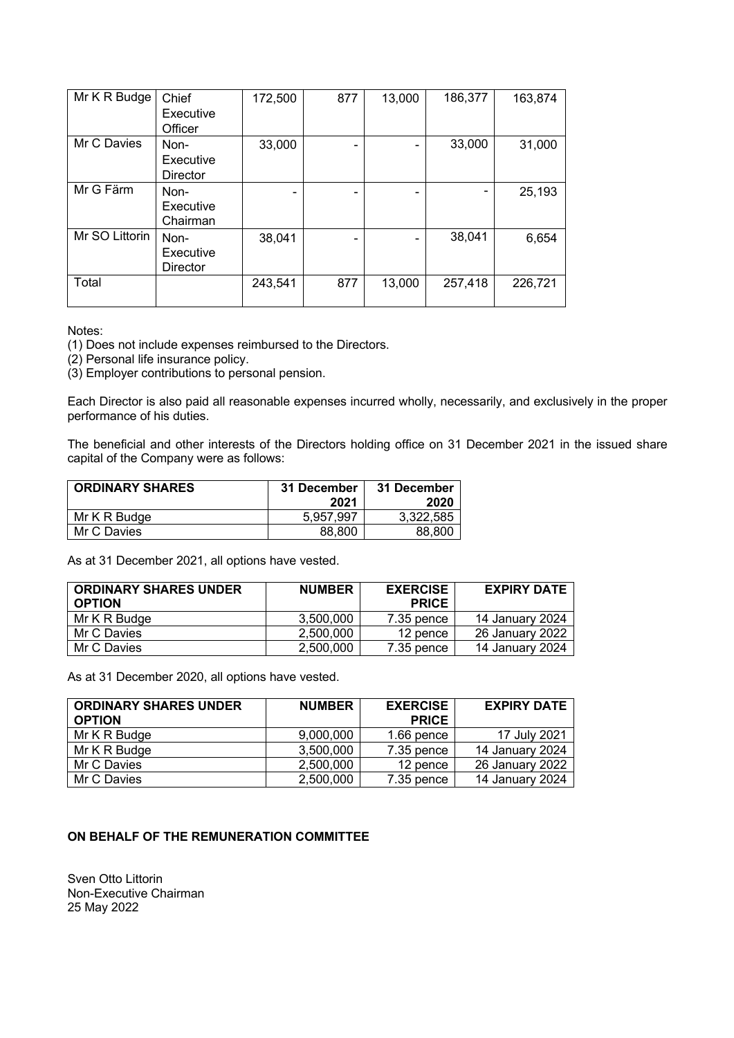| Mr K R Budge | Chief Executive Officer | 172,500 | 877 | 13,000 | 186,377 | 163,874 |
|---|---|---|---|---|---|---|
| Mr C Davies | Non-Executive Director | 33,000 | - | - | 33,000 | 31,000 |
| Mr G Färm | Non-Executive Chairman | - | - | - | - | 25,193 |
| Mr SO Littorin | Non-Executive Director | 38,041 | - | - | 38,041 | 6,654 |
| Total | | 243,541 | 877 | 13,000 | 257,418 | 226,721 |

Notes:

(1) Does not include expenses reimbursed to the Directors.

(2) Personal life insurance policy.

(3) Employer contributions to personal pension.

Each Director is also paid all reasonable expenses incurred wholly, necessarily, and exclusively in the proper performance of his duties.

The beneficial and other interests of the Directors holding office on 31 December 2021 in the issued share capital of the Company were as follows:

| ORDINARY SHARES | 31 December 2021 | 31 December 2020 |
|---|---|---|
| Mr K R Budge | 5,957,997 | 3,322,585 |
| Mr C Davies | 88,800 | 88,800 |

As at 31 December 2021, all options have vested.

| ORDINARY SHARES UNDER OPTION | NUMBER | EXERCISE PRICE | EXPIRY DATE |
|---|---|---|---|
| Mr K R Budge | 3,500,000 | 7.35 pence | 14 January 2024 |
| Mr C Davies | 2,500,000 | 12 pence | 26 January 2022 |
| Mr C Davies | 2,500,000 | 7.35 pence | 14 January 2024 |

As at 31 December 2020, all options have vested.

| ORDINARY SHARES UNDER OPTION | NUMBER | EXERCISE PRICE | EXPIRY DATE |
|---|---|---|---|
| Mr K R Budge | 9,000,000 | 1.66 pence | 17 July 2021 |
| Mr K R Budge | 3,500,000 | 7.35 pence | 14 January 2024 |
| Mr C Davies | 2,500,000 | 12 pence | 26 January 2022 |
| Mr C Davies | 2,500,000 | 7.35 pence | 14 January 2024 |

**ON BEHALF OF THE REMUNERATION COMMITTEE**

Sven Otto Littorin
Non-Executive Chairman
25 May 2022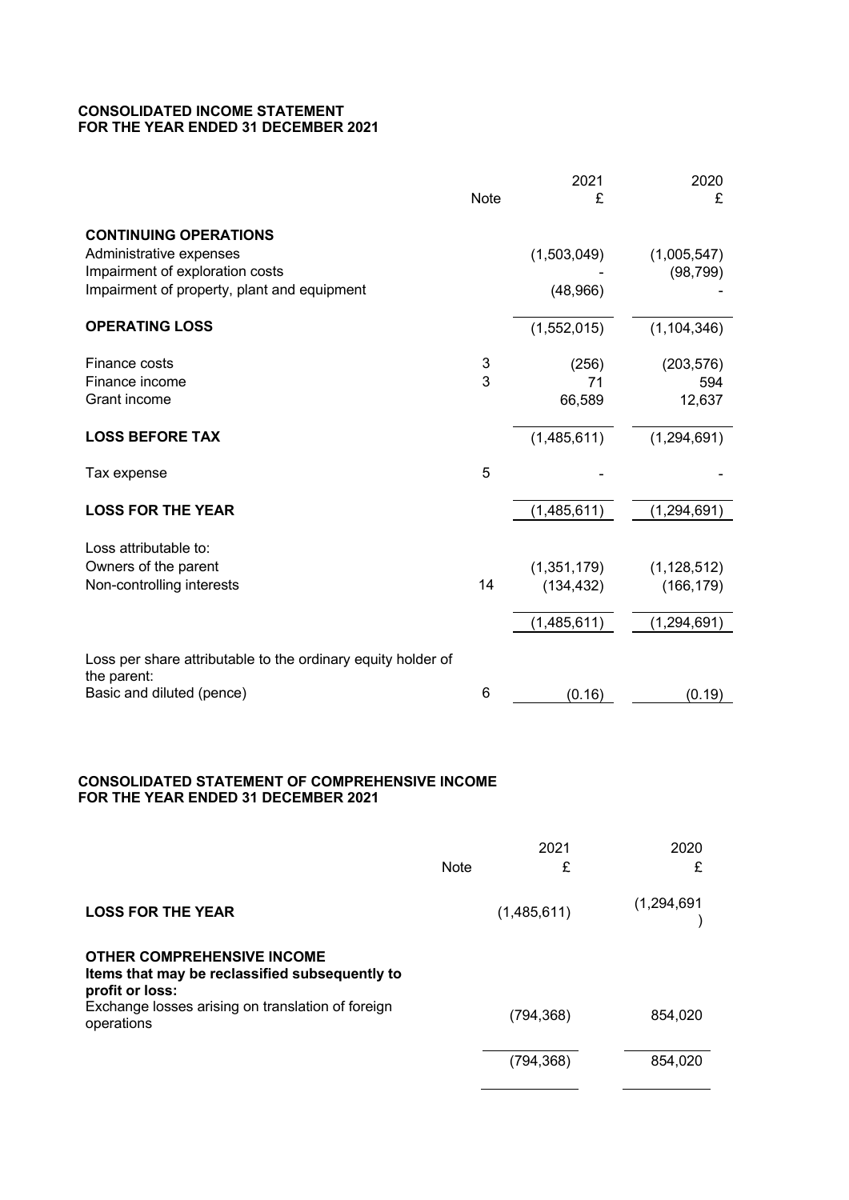**CONSOLIDATED INCOME STATEMENT**
**FOR THE YEAR ENDED 31 DECEMBER 2021**

| | Note | 2021<br>£ | 2020<br>£ |
|---|---|---|---|
| **CONTINUING OPERATIONS** | | | |
| Administrative expenses | | (1,503,049) | (1,005,547) |
| Impairment of exploration costs | | - | (98,799) |
| Impairment of property, plant and equipment | | (48,966) | - |
| **OPERATING LOSS** | | (1,552,015) | (1,104,346) |
| Finance costs | 3 | (256) | (203,576) |
| Finance income | 3 | 71 | 594 |
| Grant income | | 66,589 | 12,637 |
| **LOSS BEFORE TAX** | | (1,485,611) | (1,294,691) |
| Tax expense | 5 | - | - |
| **LOSS FOR THE YEAR** | | (1,485,611) | (1,294,691) |
| Loss attributable to: | | | |
| Owners of the parent | | (1,351,179) | (1,128,512) |
| Non-controlling interests | 14 | (134,432) | (166,179) |
| | | (1,485,611) | (1,294,691) |
| Loss per share attributable to the ordinary equity holder of the parent: | | | |
| Basic and diluted (pence) | 6 | (0.16) | (0.19) |

**CONSOLIDATED STATEMENT OF COMPREHENSIVE INCOME**
**FOR THE YEAR ENDED 31 DECEMBER 2021**

| | Note | 2021<br>£ | 2020<br>£ |
|---|---|---|---|
| **LOSS FOR THE YEAR** | | (1,485,611) | (1,294,691) |
| **OTHER COMPREHENSIVE INCOME** | | | |
| **Items that may be reclassified subsequently to profit or loss:** | | | |
| Exchange losses arising on translation of foreign operations | | (794,368) | 854,020 |
| | | (794,368) | 854,020 |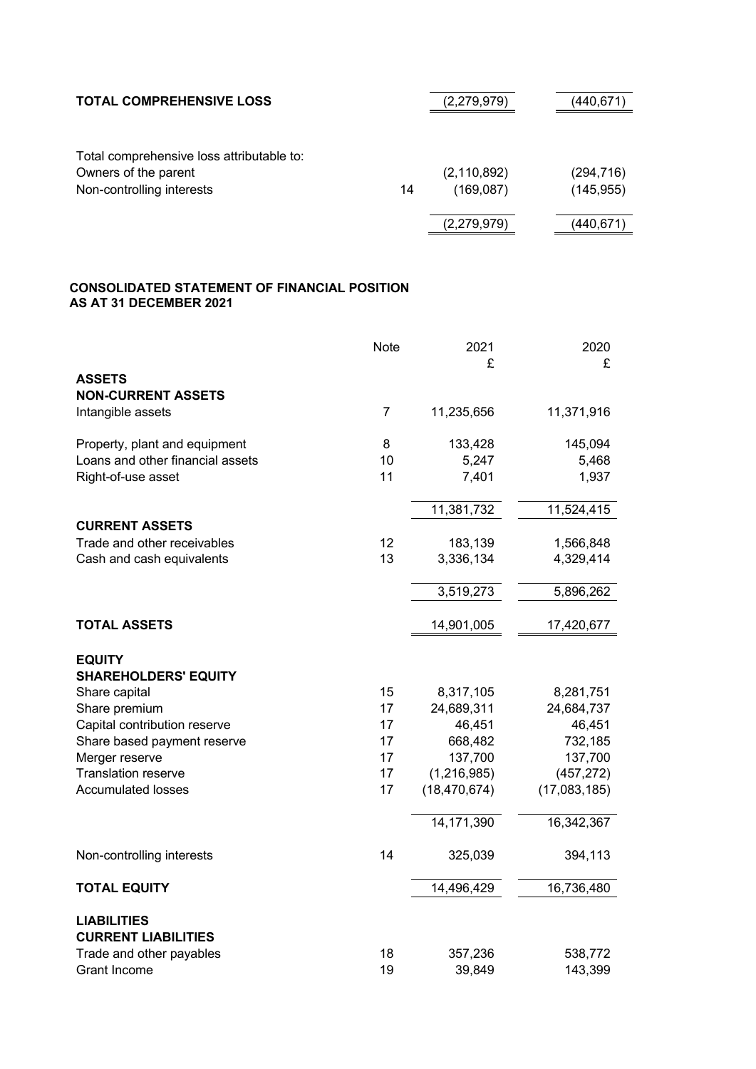| | | | |
|---|---|---|---|
| **TOTAL COMPREHENSIVE LOSS** | | (2,279,979) | (440,671) |
| | | | |
| Total comprehensive loss attributable to: | | | |
| Owners of the parent | | (2,110,892) | (294,716) |
| Non-controlling interests | 14 | (169,087) | (145,955) |
| | | (2,279,979) | (440,671) |

## CONSOLIDATED STATEMENT OF FINANCIAL POSITION
## AS AT 31 DECEMBER 2021

| | Note | 2021<br>£ | 2020<br>£ |
|---|---|---|---|
| **ASSETS** | | | |
| **NON-CURRENT ASSETS** | | | |
| Intangible assets | 7 | 11,235,656 | 11,371,916 |
| Property, plant and equipment | 8 | 133,428 | 145,094 |
| Loans and other financial assets | 10 | 5,247 | 5,468 |
| Right-of-use asset | 11 | 7,401 | 1,937 |
| | | 11,381,732 | 11,524,415 |
| **CURRENT ASSETS** | | | |
| Trade and other receivables | 12 | 183,139 | 1,566,848 |
| Cash and cash equivalents | 13 | 3,336,134 | 4,329,414 |
| | | 3,519,273 | 5,896,262 |
| **TOTAL ASSETS** | | 14,901,005 | 17,420,677 |
| **EQUITY** | | | |
| **SHAREHOLDERS' EQUITY** | | | |
| Share capital | 15 | 8,317,105 | 8,281,751 |
| Share premium | 17 | 24,689,311 | 24,684,737 |
| Capital contribution reserve | 17 | 46,451 | 46,451 |
| Share based payment reserve | 17 | 668,482 | 732,185 |
| Merger reserve | 17 | 137,700 | 137,700 |
| Translation reserve | 17 | (1,216,985) | (457,272) |
| Accumulated losses | 17 | (18,470,674) | (17,083,185) |
| | | 14,171,390 | 16,342,367 |
| Non-controlling interests | 14 | 325,039 | 394,113 |
| **TOTAL EQUITY** | | 14,496,429 | 16,736,480 |
| **LIABILITIES** | | | |
| **CURRENT LIABILITIES** | | | |
| Trade and other payables | 18 | 357,236 | 538,772 |
| Grant Income | 19 | 39,849 | 143,399 |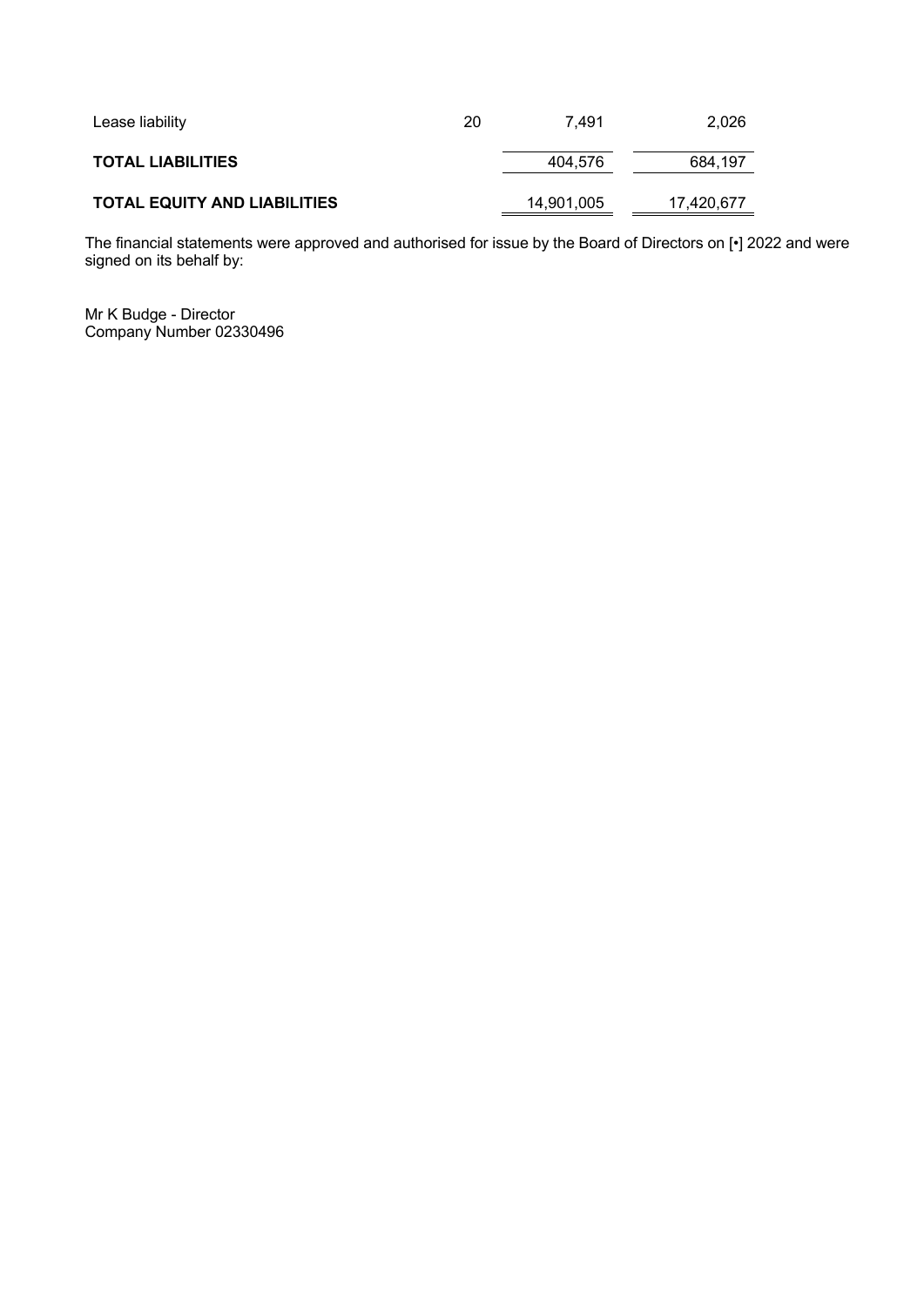| | | | |
|---|---|---|---|
| Lease liability | 20 | 7,491 | 2,026 |
| **TOTAL LIABILITIES** | | 404,576 | 684,197 |
| **TOTAL EQUITY AND LIABILITIES** | | 14,901,005 | 17,420,677 |

The financial statements were approved and authorised for issue by the Board of Directors on [•] 2022 and were signed on its behalf by:

Mr K Budge - Director
Company Number 02330496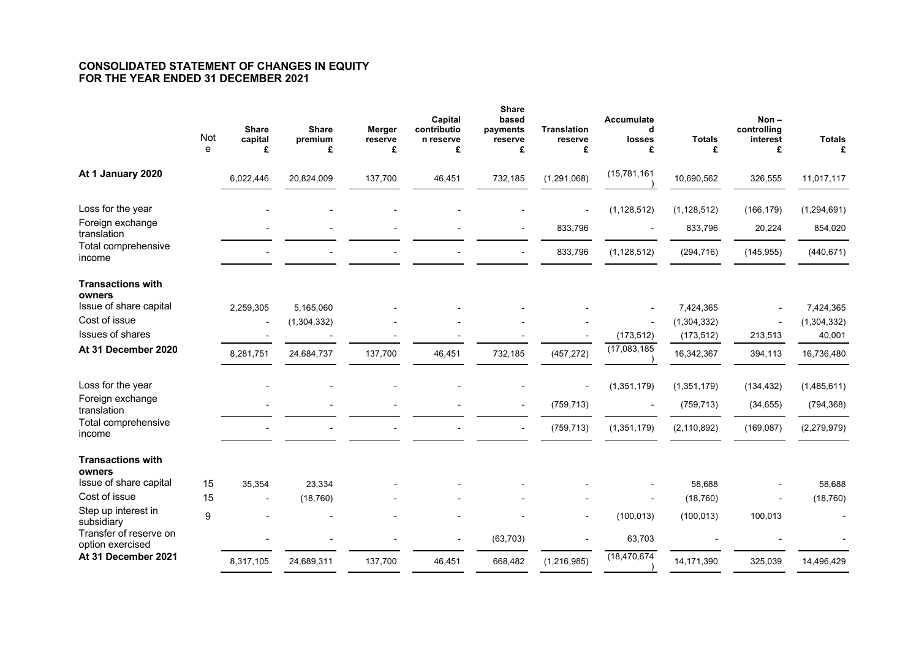# CONSOLIDATED STATEMENT OF CHANGES IN EQUITY
# FOR THE YEAR ENDED 31 DECEMBER 2021

| | Note | Share capital £ | Share premium £ | Merger reserve £ | Capital contribution reserve £ | Share based payments reserve £ | Translation reserve £ | Accumulated losses £ | Totals £ | Non – controlling interest £ | Totals £ |
|---|---|---|---|---|---|---|---|---|---|---|---|
| **At 1 January 2020** | | 6,022,446 | 20,824,009 | 137,700 | 46,451 | 732,185 | (1,291,068) | (15,781,161) | 10,690,562 | 326,555 | 11,017,117 |
| Loss for the year | | - | - | - | - | - | - | (1,128,512) | (1,128,512) | (166,179) | (1,294,691) |
| Foreign exchange translation | | - | - | - | - | - | 833,796 | - | 833,796 | 20,224 | 854,020 |
| Total comprehensive income | | - | - | - | - | - | 833,796 | (1,128,512) | (294,716) | (145,955) | (440,671) |
| **Transactions with owners** | | | | | | | | | | | |
| Issue of share capital | | 2,259,305 | 5,165,060 | - | - | - | - | - | 7,424,365 | - | 7,424,365 |
| Cost of issue | | - | (1,304,332) | - | - | - | - | - | (1,304,332) | - | (1,304,332) |
| Issues of shares | | - | - | - | - | - | - | (173,512) | (173,512) | 213,513 | 40,001 |
| **At 31 December 2020** | | 8,281,751 | 24,684,737 | 137,700 | 46,451 | 732,185 | (457,272) | (17,083,185) | 16,342,367 | 394,113 | 16,736,480 |
| Loss for the year | | - | - | - | - | - | - | (1,351,179) | (1,351,179) | (134,432) | (1,485,611) |
| Foreign exchange translation | | - | - | - | - | - | (759,713) | - | (759,713) | (34,655) | (794,368) |
| Total comprehensive income | | - | - | - | - | - | (759,713) | (1,351,179) | (2,110,892) | (169,087) | (2,279,979) |
| **Transactions with owners** | | | | | | | | | | | |
| Issue of share capital | 15 | 35,354 | 23,334 | - | - | - | - | - | 58,688 | - | 58,688 |
| Cost of issue | 15 | - | (18,760) | - | - | - | - | - | (18,760) | - | (18,760) |
| Step up interest in subsidiary | 9 | - | - | - | - | - | - | (100,013) | (100,013) | 100,013 | - |
| Transfer of reserve on option exercised | | - | - | - | - | (63,703) | - | 63,703 | - | - | - |
| **At 31 December 2021** | | 8,317,105 | 24,689,311 | 137,700 | 46,451 | 668,482 | (1,216,985) | (18,470,674) | 14,171,390 | 325,039 | 14,496,429 |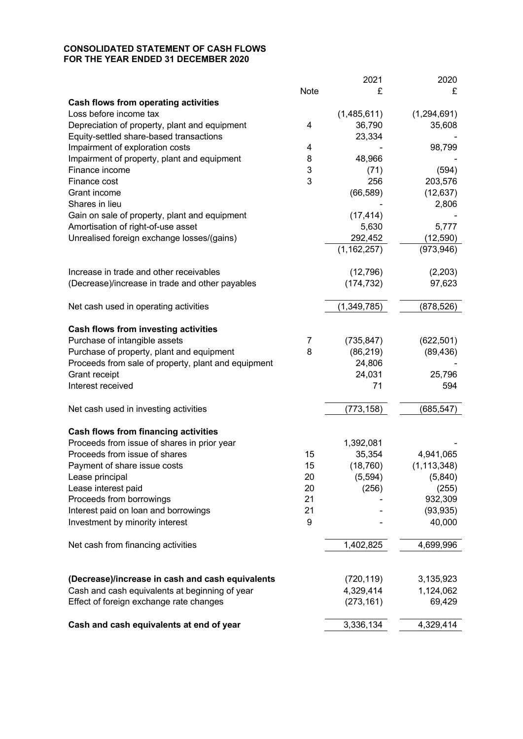**CONSOLIDATED STATEMENT OF CASH FLOWS**
**FOR THE YEAR ENDED 31 DECEMBER 2020**

| | Note | 2021 £ | 2020 £ |
|---|---|---|---|
| **Cash flows from operating activities** | | | |
| Loss before income tax | | (1,485,611) | (1,294,691) |
| Depreciation of property, plant and equipment | 4 | 36,790 | 35,608 |
| Equity-settled share-based transactions | | 23,334 | - |
| Impairment of exploration costs | 4 | - | 98,799 |
| Impairment of property, plant and equipment | 8 | 48,966 | - |
| Finance income | 3 | (71) | (594) |
| Finance cost | 3 | 256 | 203,576 |
| Grant income | | (66,589) | (12,637) |
| Shares in lieu | | - | 2,806 |
| Gain on sale of property, plant and equipment | | (17,414) | - |
| Amortisation of right-of-use asset | | 5,630 | 5,777 |
| Unrealised foreign exchange losses/(gains) | | 292,452 | (12,590) |
| | | (1,162,257) | (973,946) |
| Increase in trade and other receivables | | (12,796) | (2,203) |
| (Decrease)/increase in trade and other payables | | (174,732) | 97,623 |
| Net cash used in operating activities | | (1,349,785) | (878,526) |
| **Cash flows from investing activities** | | | |
| Purchase of intangible assets | 7 | (735,847) | (622,501) |
| Purchase of property, plant and equipment | 8 | (86,219) | (89,436) |
| Proceeds from sale of property, plant and equipment | | 24,806 | - |
| Grant receipt | | 24,031 | 25,796 |
| Interest received | | 71 | 594 |
| Net cash used in investing activities | | (773,158) | (685,547) |
| **Cash flows from financing activities** | | | |
| Proceeds from issue of shares in prior year | | 1,392,081 | - |
| Proceeds from issue of shares | 15 | 35,354 | 4,941,065 |
| Payment of share issue costs | 15 | (18,760) | (1,113,348) |
| Lease principal | 20 | (5,594) | (5,840) |
| Lease interest paid | 20 | (256) | (255) |
| Proceeds from borrowings | 21 | - | 932,309 |
| Interest paid on loan and borrowings | 21 | - | (93,935) |
| Investment by minority interest | 9 | - | 40,000 |
| Net cash from financing activities | | 1,402,825 | 4,699,996 |
| **(Decrease)/increase in cash and cash equivalents** | | (720,119) | 3,135,923 |
| Cash and cash equivalents at beginning of year | | 4,329,414 | 1,124,062 |
| Effect of foreign exchange rate changes | | (273,161) | 69,429 |
| **Cash and cash equivalents at end of year** | | 3,336,134 | 4,329,414 |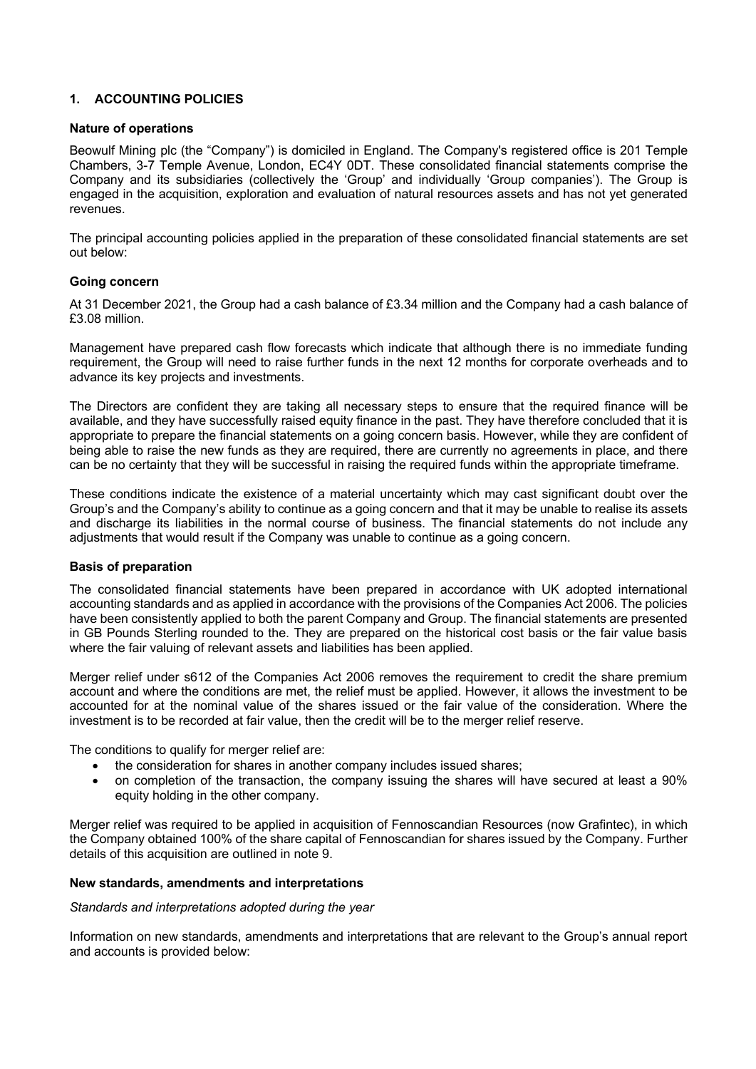## 1. ACCOUNTING POLICIES

### Nature of operations

Beowulf Mining plc (the "Company") is domiciled in England. The Company's registered office is 201 Temple Chambers, 3-7 Temple Avenue, London, EC4Y 0DT. These consolidated financial statements comprise the Company and its subsidiaries (collectively the 'Group' and individually 'Group companies'). The Group is engaged in the acquisition, exploration and evaluation of natural resources assets and has not yet generated revenues.

The principal accounting policies applied in the preparation of these consolidated financial statements are set out below:

### Going concern

At 31 December 2021, the Group had a cash balance of £3.34 million and the Company had a cash balance of £3.08 million.

Management have prepared cash flow forecasts which indicate that although there is no immediate funding requirement, the Group will need to raise further funds in the next 12 months for corporate overheads and to advance its key projects and investments.

The Directors are confident they are taking all necessary steps to ensure that the required finance will be available, and they have successfully raised equity finance in the past. They have therefore concluded that it is appropriate to prepare the financial statements on a going concern basis. However, while they are confident of being able to raise the new funds as they are required, there are currently no agreements in place, and there can be no certainty that they will be successful in raising the required funds within the appropriate timeframe.

These conditions indicate the existence of a material uncertainty which may cast significant doubt over the Group's and the Company's ability to continue as a going concern and that it may be unable to realise its assets and discharge its liabilities in the normal course of business. The financial statements do not include any adjustments that would result if the Company was unable to continue as a going concern.

### Basis of preparation

The consolidated financial statements have been prepared in accordance with UK adopted international accounting standards and as applied in accordance with the provisions of the Companies Act 2006. The policies have been consistently applied to both the parent Company and Group. The financial statements are presented in GB Pounds Sterling rounded to the. They are prepared on the historical cost basis or the fair value basis where the fair valuing of relevant assets and liabilities has been applied.

Merger relief under s612 of the Companies Act 2006 removes the requirement to credit the share premium account and where the conditions are met, the relief must be applied. However, it allows the investment to be accounted for at the nominal value of the shares issued or the fair value of the consideration. Where the investment is to be recorded at fair value, then the credit will be to the merger relief reserve.

The conditions to qualify for merger relief are:

- the consideration for shares in another company includes issued shares;
- on completion of the transaction, the company issuing the shares will have secured at least a 90% equity holding in the other company.

Merger relief was required to be applied in acquisition of Fennoscandian Resources (now Grafintec), in which the Company obtained 100% of the share capital of Fennoscandian for shares issued by the Company. Further details of this acquisition are outlined in note 9.

### New standards, amendments and interpretations

*Standards and interpretations adopted during the year*

Information on new standards, amendments and interpretations that are relevant to the Group's annual report and accounts is provided below: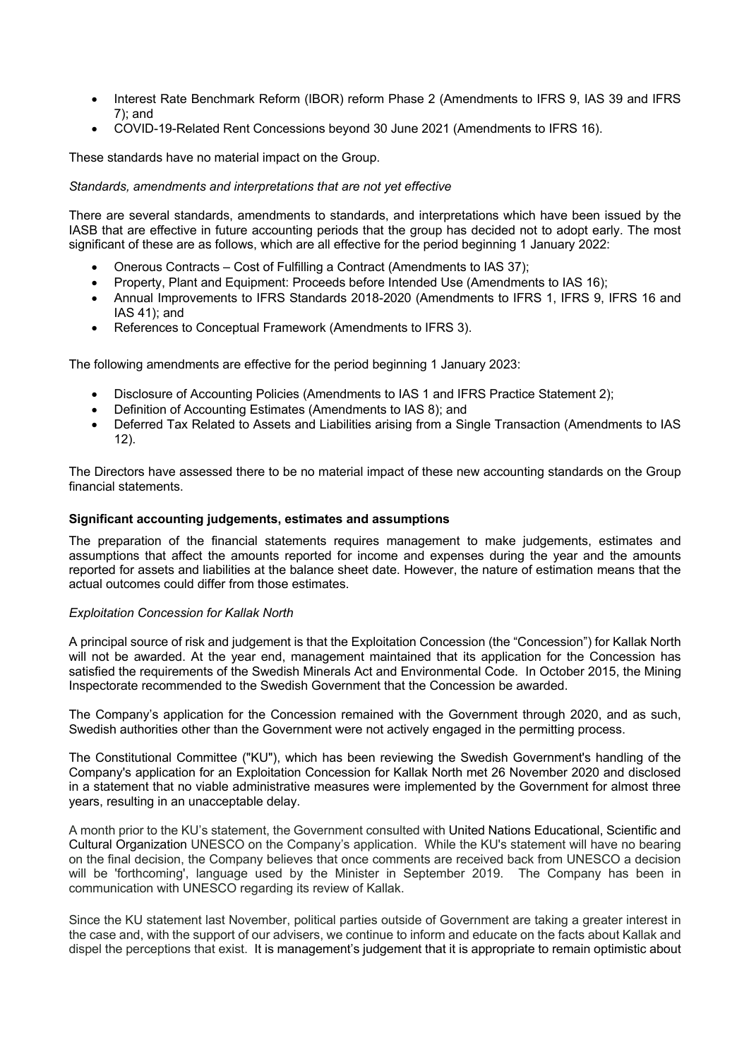- Interest Rate Benchmark Reform (IBOR) reform Phase 2 (Amendments to IFRS 9, IAS 39 and IFRS 7); and
- COVID-19-Related Rent Concessions beyond 30 June 2021 (Amendments to IFRS 16).

These standards have no material impact on the Group.

*Standards, amendments and interpretations that are not yet effective*

There are several standards, amendments to standards, and interpretations which have been issued by the IASB that are effective in future accounting periods that the group has decided not to adopt early. The most significant of these are as follows, which are all effective for the period beginning 1 January 2022:

- Onerous Contracts – Cost of Fulfilling a Contract (Amendments to IAS 37);
- Property, Plant and Equipment: Proceeds before Intended Use (Amendments to IAS 16);
- Annual Improvements to IFRS Standards 2018-2020 (Amendments to IFRS 1, IFRS 9, IFRS 16 and IAS 41); and
- References to Conceptual Framework (Amendments to IFRS 3).

The following amendments are effective for the period beginning 1 January 2023:

- Disclosure of Accounting Policies (Amendments to IAS 1 and IFRS Practice Statement 2);
- Definition of Accounting Estimates (Amendments to IAS 8); and
- Deferred Tax Related to Assets and Liabilities arising from a Single Transaction (Amendments to IAS 12).

The Directors have assessed there to be no material impact of these new accounting standards on the Group financial statements.

**Significant accounting judgements, estimates and assumptions**

The preparation of the financial statements requires management to make judgements, estimates and assumptions that affect the amounts reported for income and expenses during the year and the amounts reported for assets and liabilities at the balance sheet date. However, the nature of estimation means that the actual outcomes could differ from those estimates.

*Exploitation Concession for Kallak North*

A principal source of risk and judgement is that the Exploitation Concession (the "Concession") for Kallak North will not be awarded. At the year end, management maintained that its application for the Concession has satisfied the requirements of the Swedish Minerals Act and Environmental Code. In October 2015, the Mining Inspectorate recommended to the Swedish Government that the Concession be awarded.

The Company's application for the Concession remained with the Government through 2020, and as such, Swedish authorities other than the Government were not actively engaged in the permitting process.

The Constitutional Committee ("KU"), which has been reviewing the Swedish Government's handling of the Company's application for an Exploitation Concession for Kallak North met 26 November 2020 and disclosed in a statement that no viable administrative measures were implemented by the Government for almost three years, resulting in an unacceptable delay.

A month prior to the KU's statement, the Government consulted with United Nations Educational, Scientific and Cultural Organization UNESCO on the Company's application. While the KU's statement will have no bearing on the final decision, the Company believes that once comments are received back from UNESCO a decision will be 'forthcoming', language used by the Minister in September 2019. The Company has been in communication with UNESCO regarding its review of Kallak.

Since the KU statement last November, political parties outside of Government are taking a greater interest in the case and, with the support of our advisers, we continue to inform and educate on the facts about Kallak and dispel the perceptions that exist. It is management's judgement that it is appropriate to remain optimistic about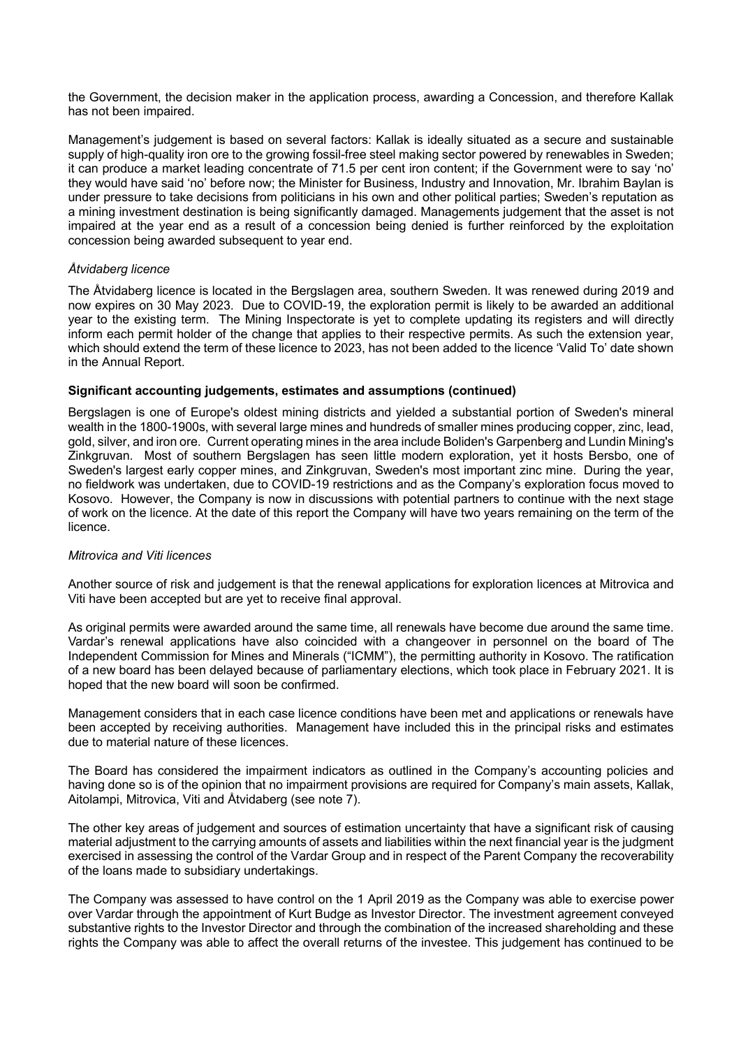the Government, the decision maker in the application process, awarding a Concession, and therefore Kallak has not been impaired.

Management's judgement is based on several factors: Kallak is ideally situated as a secure and sustainable supply of high-quality iron ore to the growing fossil-free steel making sector powered by renewables in Sweden; it can produce a market leading concentrate of 71.5 per cent iron content; if the Government were to say 'no' they would have said 'no' before now; the Minister for Business, Industry and Innovation, Mr. Ibrahim Baylan is under pressure to take decisions from politicians in his own and other political parties; Sweden's reputation as a mining investment destination is being significantly damaged. Managements judgement that the asset is not impaired at the year end as a result of a concession being denied is further reinforced by the exploitation concession being awarded subsequent to year end.

*Åtvidaberg licence*

The Åtvidaberg licence is located in the Bergslagen area, southern Sweden. It was renewed during 2019 and now expires on 30 May 2023. Due to COVID-19, the exploration permit is likely to be awarded an additional year to the existing term. The Mining Inspectorate is yet to complete updating its registers and will directly inform each permit holder of the change that applies to their respective permits. As such the extension year, which should extend the term of these licence to 2023, has not been added to the licence 'Valid To' date shown in the Annual Report.

**Significant accounting judgements, estimates and assumptions (continued)**

Bergslagen is one of Europe's oldest mining districts and yielded a substantial portion of Sweden's mineral wealth in the 1800-1900s, with several large mines and hundreds of smaller mines producing copper, zinc, lead, gold, silver, and iron ore. Current operating mines in the area include Boliden's Garpenberg and Lundin Mining's Zinkgruvan. Most of southern Bergslagen has seen little modern exploration, yet it hosts Bersbo, one of Sweden's largest early copper mines, and Zinkgruvan, Sweden's most important zinc mine. During the year, no fieldwork was undertaken, due to COVID-19 restrictions and as the Company's exploration focus moved to Kosovo. However, the Company is now in discussions with potential partners to continue with the next stage of work on the licence. At the date of this report the Company will have two years remaining on the term of the licence.

*Mitrovica and Viti licences*

Another source of risk and judgement is that the renewal applications for exploration licences at Mitrovica and Viti have been accepted but are yet to receive final approval.

As original permits were awarded around the same time, all renewals have become due around the same time. Vardar's renewal applications have also coincided with a changeover in personnel on the board of The Independent Commission for Mines and Minerals ("ICMM"), the permitting authority in Kosovo. The ratification of a new board has been delayed because of parliamentary elections, which took place in February 2021. It is hoped that the new board will soon be confirmed.

Management considers that in each case licence conditions have been met and applications or renewals have been accepted by receiving authorities. Management have included this in the principal risks and estimates due to material nature of these licences.

The Board has considered the impairment indicators as outlined in the Company's accounting policies and having done so is of the opinion that no impairment provisions are required for Company's main assets, Kallak, Aitolampi, Mitrovica, Viti and Åtvidaberg (see note 7).

The other key areas of judgement and sources of estimation uncertainty that have a significant risk of causing material adjustment to the carrying amounts of assets and liabilities within the next financial year is the judgment exercised in assessing the control of the Vardar Group and in respect of the Parent Company the recoverability of the loans made to subsidiary undertakings.

The Company was assessed to have control on the 1 April 2019 as the Company was able to exercise power over Vardar through the appointment of Kurt Budge as Investor Director. The investment agreement conveyed substantive rights to the Investor Director and through the combination of the increased shareholding and these rights the Company was able to affect the overall returns of the investee. This judgement has continued to be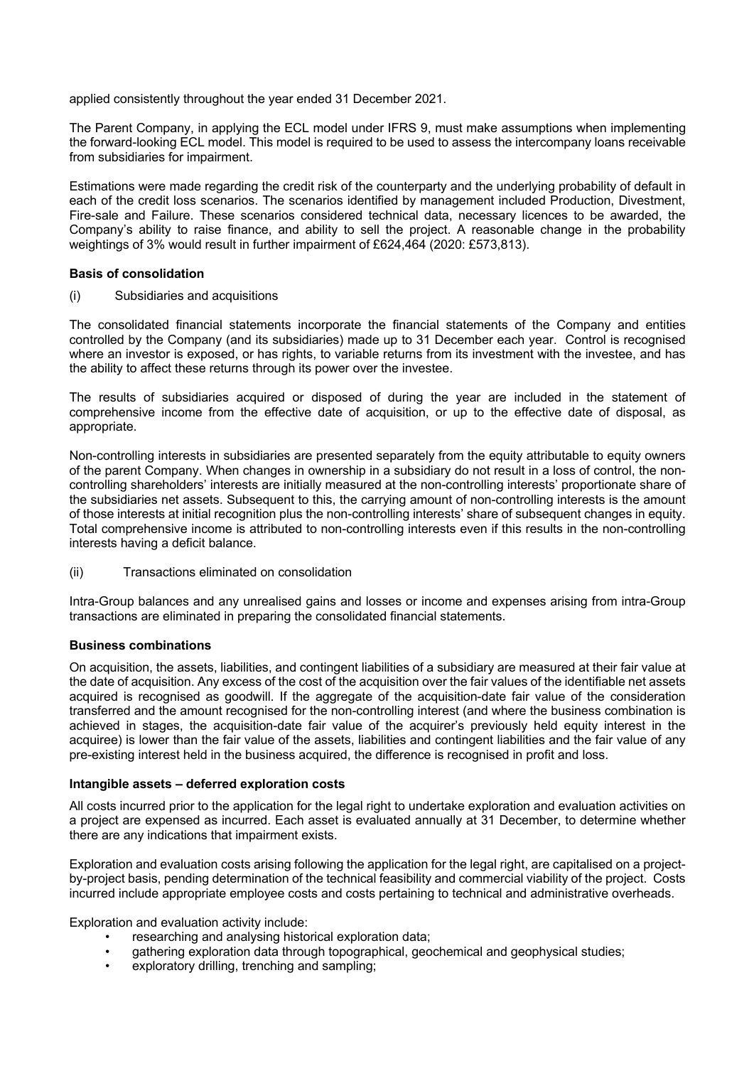applied consistently throughout the year ended 31 December 2021.

The Parent Company, in applying the ECL model under IFRS 9, must make assumptions when implementing the forward-looking ECL model. This model is required to be used to assess the intercompany loans receivable from subsidiaries for impairment.

Estimations were made regarding the credit risk of the counterparty and the underlying probability of default in each of the credit loss scenarios. The scenarios identified by management included Production, Divestment, Fire-sale and Failure. These scenarios considered technical data, necessary licences to be awarded, the Company's ability to raise finance, and ability to sell the project. A reasonable change in the probability weightings of 3% would result in further impairment of £624,464 (2020: £573,813).

**Basis of consolidation**

(i) Subsidiaries and acquisitions

The consolidated financial statements incorporate the financial statements of the Company and entities controlled by the Company (and its subsidiaries) made up to 31 December each year. Control is recognised where an investor is exposed, or has rights, to variable returns from its investment with the investee, and has the ability to affect these returns through its power over the investee.

The results of subsidiaries acquired or disposed of during the year are included in the statement of comprehensive income from the effective date of acquisition, or up to the effective date of disposal, as appropriate.

Non-controlling interests in subsidiaries are presented separately from the equity attributable to equity owners of the parent Company. When changes in ownership in a subsidiary do not result in a loss of control, the non-controlling shareholders' interests are initially measured at the non-controlling interests' proportionate share of the subsidiaries net assets. Subsequent to this, the carrying amount of non-controlling interests is the amount of those interests at initial recognition plus the non-controlling interests' share of subsequent changes in equity. Total comprehensive income is attributed to non-controlling interests even if this results in the non-controlling interests having a deficit balance.

(ii) Transactions eliminated on consolidation

Intra-Group balances and any unrealised gains and losses or income and expenses arising from intra-Group transactions are eliminated in preparing the consolidated financial statements.

**Business combinations**

On acquisition, the assets, liabilities, and contingent liabilities of a subsidiary are measured at their fair value at the date of acquisition. Any excess of the cost of the acquisition over the fair values of the identifiable net assets acquired is recognised as goodwill. If the aggregate of the acquisition-date fair value of the consideration transferred and the amount recognised for the non-controlling interest (and where the business combination is achieved in stages, the acquisition-date fair value of the acquirer's previously held equity interest in the acquiree) is lower than the fair value of the assets, liabilities and contingent liabilities and the fair value of any pre-existing interest held in the business acquired, the difference is recognised in profit and loss.

**Intangible assets – deferred exploration costs**

All costs incurred prior to the application for the legal right to undertake exploration and evaluation activities on a project are expensed as incurred. Each asset is evaluated annually at 31 December, to determine whether there are any indications that impairment exists.

Exploration and evaluation costs arising following the application for the legal right, are capitalised on a project-by-project basis, pending determination of the technical feasibility and commercial viability of the project. Costs incurred include appropriate employee costs and costs pertaining to technical and administrative overheads.

Exploration and evaluation activity include:

- researching and analysing historical exploration data;
- gathering exploration data through topographical, geochemical and geophysical studies;
- exploratory drilling, trenching and sampling;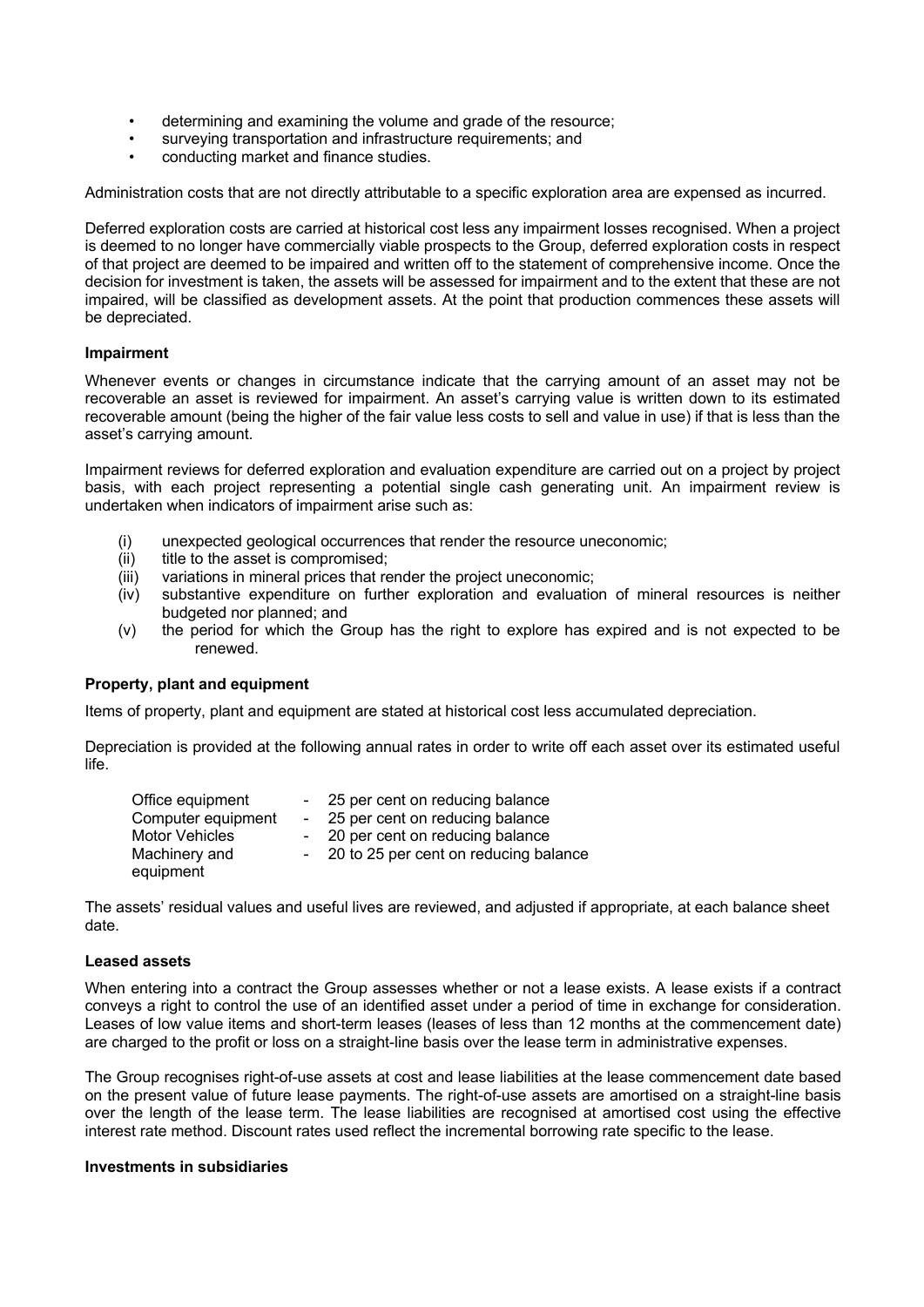- determining and examining the volume and grade of the resource;
- surveying transportation and infrastructure requirements; and
- conducting market and finance studies.

Administration costs that are not directly attributable to a specific exploration area are expensed as incurred.

Deferred exploration costs are carried at historical cost less any impairment losses recognised. When a project is deemed to no longer have commercially viable prospects to the Group, deferred exploration costs in respect of that project are deemed to be impaired and written off to the statement of comprehensive income. Once the decision for investment is taken, the assets will be assessed for impairment and to the extent that these are not impaired, will be classified as development assets. At the point that production commences these assets will be depreciated.

**Impairment**

Whenever events or changes in circumstance indicate that the carrying amount of an asset may not be recoverable an asset is reviewed for impairment. An asset's carrying value is written down to its estimated recoverable amount (being the higher of the fair value less costs to sell and value in use) if that is less than the asset's carrying amount.

Impairment reviews for deferred exploration and evaluation expenditure are carried out on a project by project basis, with each project representing a potential single cash generating unit. An impairment review is undertaken when indicators of impairment arise such as:

(i) unexpected geological occurrences that render the resource uneconomic;
(ii) title to the asset is compromised;
(iii) variations in mineral prices that render the project uneconomic;
(iv) substantive expenditure on further exploration and evaluation of mineral resources is neither budgeted nor planned; and
(v) the period for which the Group has the right to explore has expired and is not expected to be renewed.

**Property, plant and equipment**

Items of property, plant and equipment are stated at historical cost less accumulated depreciation.

Depreciation is provided at the following annual rates in order to write off each asset over its estimated useful life.

| | | |
|---|---|---|
| Office equipment | - | 25 per cent on reducing balance |
| Computer equipment | - | 25 per cent on reducing balance |
| Motor Vehicles | - | 20 per cent on reducing balance |
| Machinery and equipment | - | 20 to 25 per cent on reducing balance |

The assets' residual values and useful lives are reviewed, and adjusted if appropriate, at each balance sheet date.

**Leased assets**

When entering into a contract the Group assesses whether or not a lease exists. A lease exists if a contract conveys a right to control the use of an identified asset under a period of time in exchange for consideration. Leases of low value items and short-term leases (leases of less than 12 months at the commencement date) are charged to the profit or loss on a straight-line basis over the lease term in administrative expenses.

The Group recognises right-of-use assets at cost and lease liabilities at the lease commencement date based on the present value of future lease payments. The right-of-use assets are amortised on a straight-line basis over the length of the lease term. The lease liabilities are recognised at amortised cost using the effective interest rate method. Discount rates used reflect the incremental borrowing rate specific to the lease.

**Investments in subsidiaries**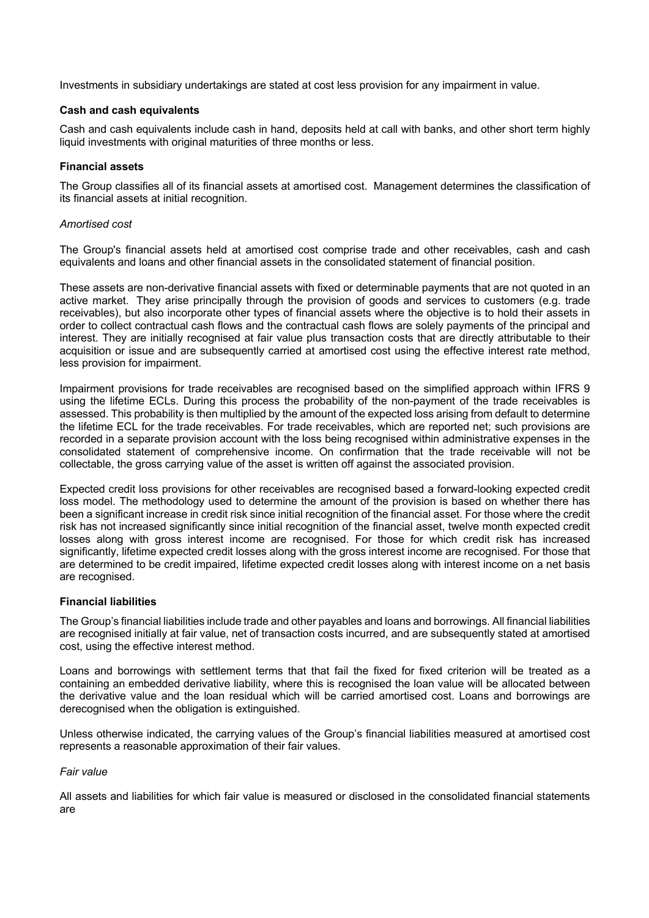Investments in subsidiary undertakings are stated at cost less provision for any impairment in value.

**Cash and cash equivalents**

Cash and cash equivalents include cash in hand, deposits held at call with banks, and other short term highly liquid investments with original maturities of three months or less.

**Financial assets**

The Group classifies all of its financial assets at amortised cost. Management determines the classification of its financial assets at initial recognition.

*Amortised cost*

The Group's financial assets held at amortised cost comprise trade and other receivables, cash and cash equivalents and loans and other financial assets in the consolidated statement of financial position.

These assets are non-derivative financial assets with fixed or determinable payments that are not quoted in an active market. They arise principally through the provision of goods and services to customers (e.g. trade receivables), but also incorporate other types of financial assets where the objective is to hold their assets in order to collect contractual cash flows and the contractual cash flows are solely payments of the principal and interest. They are initially recognised at fair value plus transaction costs that are directly attributable to their acquisition or issue and are subsequently carried at amortised cost using the effective interest rate method, less provision for impairment.

Impairment provisions for trade receivables are recognised based on the simplified approach within IFRS 9 using the lifetime ECLs. During this process the probability of the non-payment of the trade receivables is assessed. This probability is then multiplied by the amount of the expected loss arising from default to determine the lifetime ECL for the trade receivables. For trade receivables, which are reported net; such provisions are recorded in a separate provision account with the loss being recognised within administrative expenses in the consolidated statement of comprehensive income. On confirmation that the trade receivable will not be collectable, the gross carrying value of the asset is written off against the associated provision.

Expected credit loss provisions for other receivables are recognised based a forward-looking expected credit loss model. The methodology used to determine the amount of the provision is based on whether there has been a significant increase in credit risk since initial recognition of the financial asset. For those where the credit risk has not increased significantly since initial recognition of the financial asset, twelve month expected credit losses along with gross interest income are recognised. For those for which credit risk has increased significantly, lifetime expected credit losses along with the gross interest income are recognised. For those that are determined to be credit impaired, lifetime expected credit losses along with interest income on a net basis are recognised.

**Financial liabilities**

The Group's financial liabilities include trade and other payables and loans and borrowings. All financial liabilities are recognised initially at fair value, net of transaction costs incurred, and are subsequently stated at amortised cost, using the effective interest method.

Loans and borrowings with settlement terms that that fail the fixed for fixed criterion will be treated as a containing an embedded derivative liability, where this is recognised the loan value will be allocated between the derivative value and the loan residual which will be carried amortised cost. Loans and borrowings are derecognised when the obligation is extinguished.

Unless otherwise indicated, the carrying values of the Group's financial liabilities measured at amortised cost represents a reasonable approximation of their fair values.

*Fair value*

All assets and liabilities for which fair value is measured or disclosed in the consolidated financial statements are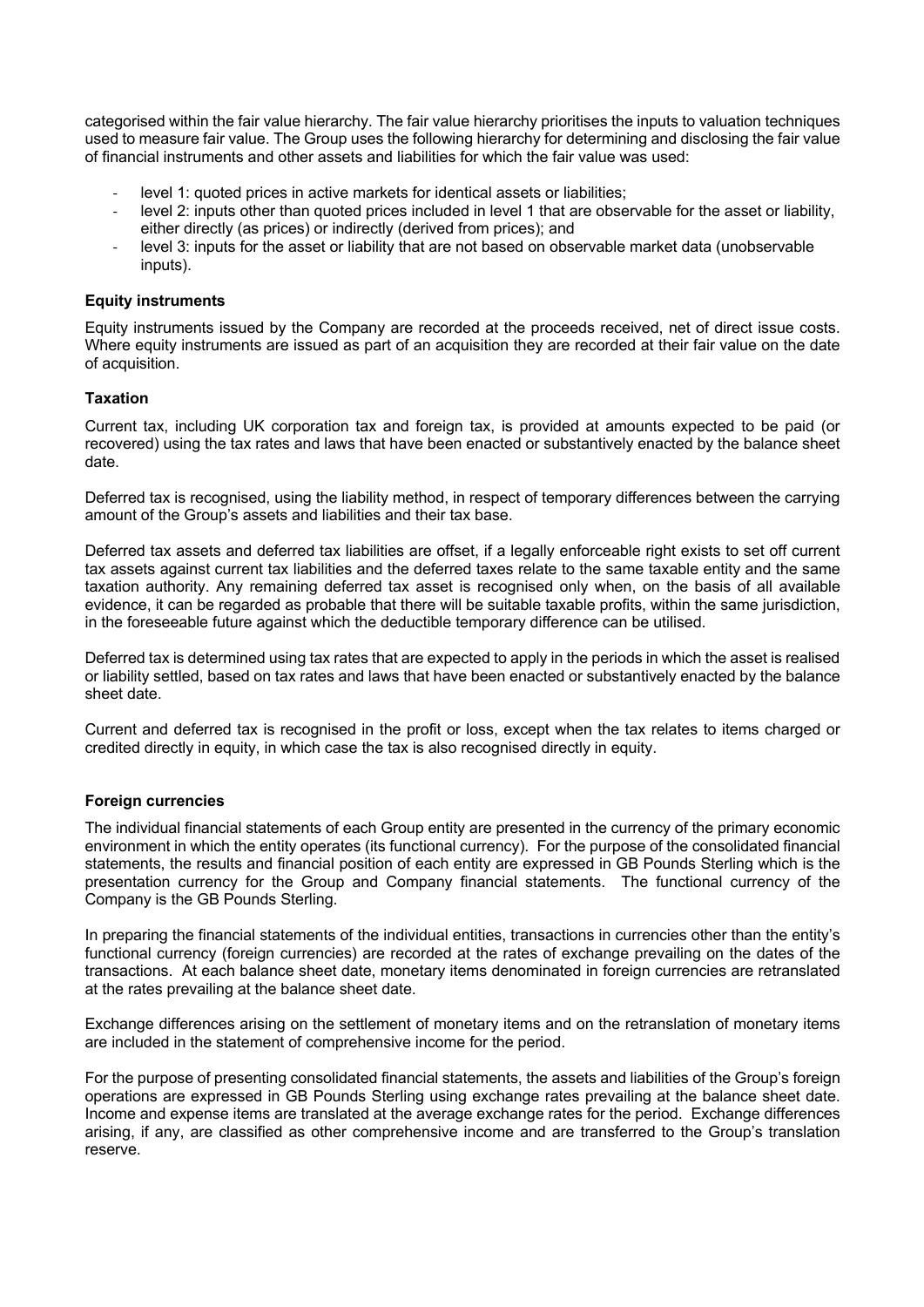categorised within the fair value hierarchy. The fair value hierarchy prioritises the inputs to valuation techniques used to measure fair value. The Group uses the following hierarchy for determining and disclosing the fair value of financial instruments and other assets and liabilities for which the fair value was used:

- level 1: quoted prices in active markets for identical assets or liabilities;
- level 2: inputs other than quoted prices included in level 1 that are observable for the asset or liability, either directly (as prices) or indirectly (derived from prices); and
- level 3: inputs for the asset or liability that are not based on observable market data (unobservable inputs).

**Equity instruments**

Equity instruments issued by the Company are recorded at the proceeds received, net of direct issue costs. Where equity instruments are issued as part of an acquisition they are recorded at their fair value on the date of acquisition.

**Taxation**

Current tax, including UK corporation tax and foreign tax, is provided at amounts expected to be paid (or recovered) using the tax rates and laws that have been enacted or substantively enacted by the balance sheet date.

Deferred tax is recognised, using the liability method, in respect of temporary differences between the carrying amount of the Group's assets and liabilities and their tax base.

Deferred tax assets and deferred tax liabilities are offset, if a legally enforceable right exists to set off current tax assets against current tax liabilities and the deferred taxes relate to the same taxable entity and the same taxation authority. Any remaining deferred tax asset is recognised only when, on the basis of all available evidence, it can be regarded as probable that there will be suitable taxable profits, within the same jurisdiction, in the foreseeable future against which the deductible temporary difference can be utilised.

Deferred tax is determined using tax rates that are expected to apply in the periods in which the asset is realised or liability settled, based on tax rates and laws that have been enacted or substantively enacted by the balance sheet date.

Current and deferred tax is recognised in the profit or loss, except when the tax relates to items charged or credited directly in equity, in which case the tax is also recognised directly in equity.

**Foreign currencies**

The individual financial statements of each Group entity are presented in the currency of the primary economic environment in which the entity operates (its functional currency). For the purpose of the consolidated financial statements, the results and financial position of each entity are expressed in GB Pounds Sterling which is the presentation currency for the Group and Company financial statements. The functional currency of the Company is the GB Pounds Sterling.

In preparing the financial statements of the individual entities, transactions in currencies other than the entity's functional currency (foreign currencies) are recorded at the rates of exchange prevailing on the dates of the transactions. At each balance sheet date, monetary items denominated in foreign currencies are retranslated at the rates prevailing at the balance sheet date.

Exchange differences arising on the settlement of monetary items and on the retranslation of monetary items are included in the statement of comprehensive income for the period.

For the purpose of presenting consolidated financial statements, the assets and liabilities of the Group's foreign operations are expressed in GB Pounds Sterling using exchange rates prevailing at the balance sheet date. Income and expense items are translated at the average exchange rates for the period. Exchange differences arising, if any, are classified as other comprehensive income and are transferred to the Group's translation reserve.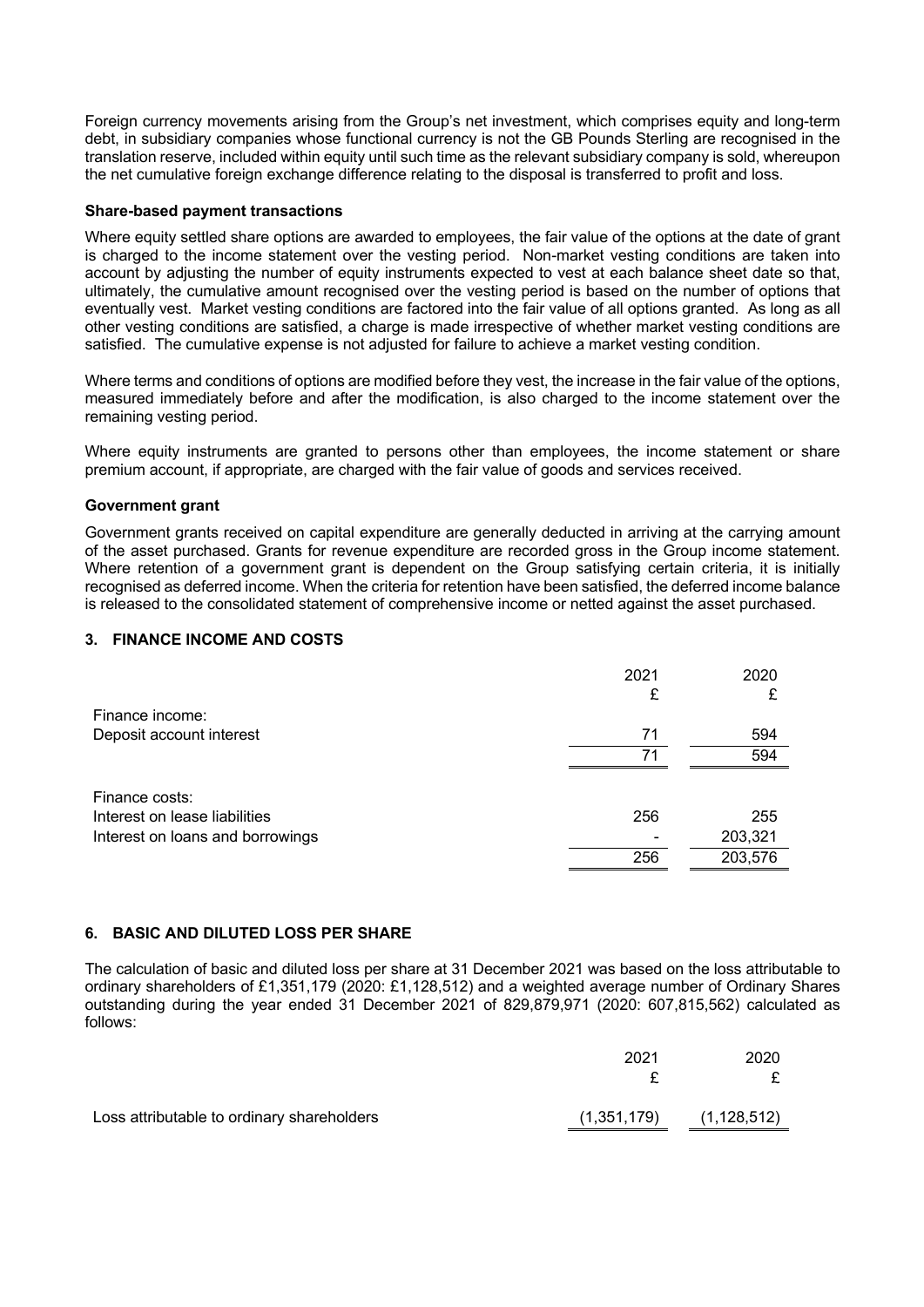Foreign currency movements arising from the Group's net investment, which comprises equity and long-term debt, in subsidiary companies whose functional currency is not the GB Pounds Sterling are recognised in the translation reserve, included within equity until such time as the relevant subsidiary company is sold, whereupon the net cumulative foreign exchange difference relating to the disposal is transferred to profit and loss.

**Share-based payment transactions**

Where equity settled share options are awarded to employees, the fair value of the options at the date of grant is charged to the income statement over the vesting period. Non-market vesting conditions are taken into account by adjusting the number of equity instruments expected to vest at each balance sheet date so that, ultimately, the cumulative amount recognised over the vesting period is based on the number of options that eventually vest. Market vesting conditions are factored into the fair value of all options granted. As long as all other vesting conditions are satisfied, a charge is made irrespective of whether market vesting conditions are satisfied. The cumulative expense is not adjusted for failure to achieve a market vesting condition.

Where terms and conditions of options are modified before they vest, the increase in the fair value of the options, measured immediately before and after the modification, is also charged to the income statement over the remaining vesting period.

Where equity instruments are granted to persons other than employees, the income statement or share premium account, if appropriate, are charged with the fair value of goods and services received.

**Government grant**

Government grants received on capital expenditure are generally deducted in arriving at the carrying amount of the asset purchased. Grants for revenue expenditure are recorded gross in the Group income statement. Where retention of a government grant is dependent on the Group satisfying certain criteria, it is initially recognised as deferred income. When the criteria for retention have been satisfied, the deferred income balance is released to the consolidated statement of comprehensive income or netted against the asset purchased.

## 3. FINANCE INCOME AND COSTS

| | 2021 £ | 2020 £ |
|---|---|---|
| Finance income: | | |
| Deposit account interest | 71 | 594 |
| | 71 | 594 |
| Finance costs: | | |
| Interest on lease liabilities | 256 | 255 |
| Interest on loans and borrowings | - | 203,321 |
| | 256 | 203,576 |

## 6. BASIC AND DILUTED LOSS PER SHARE

The calculation of basic and diluted loss per share at 31 December 2021 was based on the loss attributable to ordinary shareholders of £1,351,179 (2020: £1,128,512) and a weighted average number of Ordinary Shares outstanding during the year ended 31 December 2021 of 829,879,971 (2020: 607,815,562) calculated as follows:

| | 2021 £ | 2020 £ |
|---|---|---|
| Loss attributable to ordinary shareholders | (1,351,179) | (1,128,512) |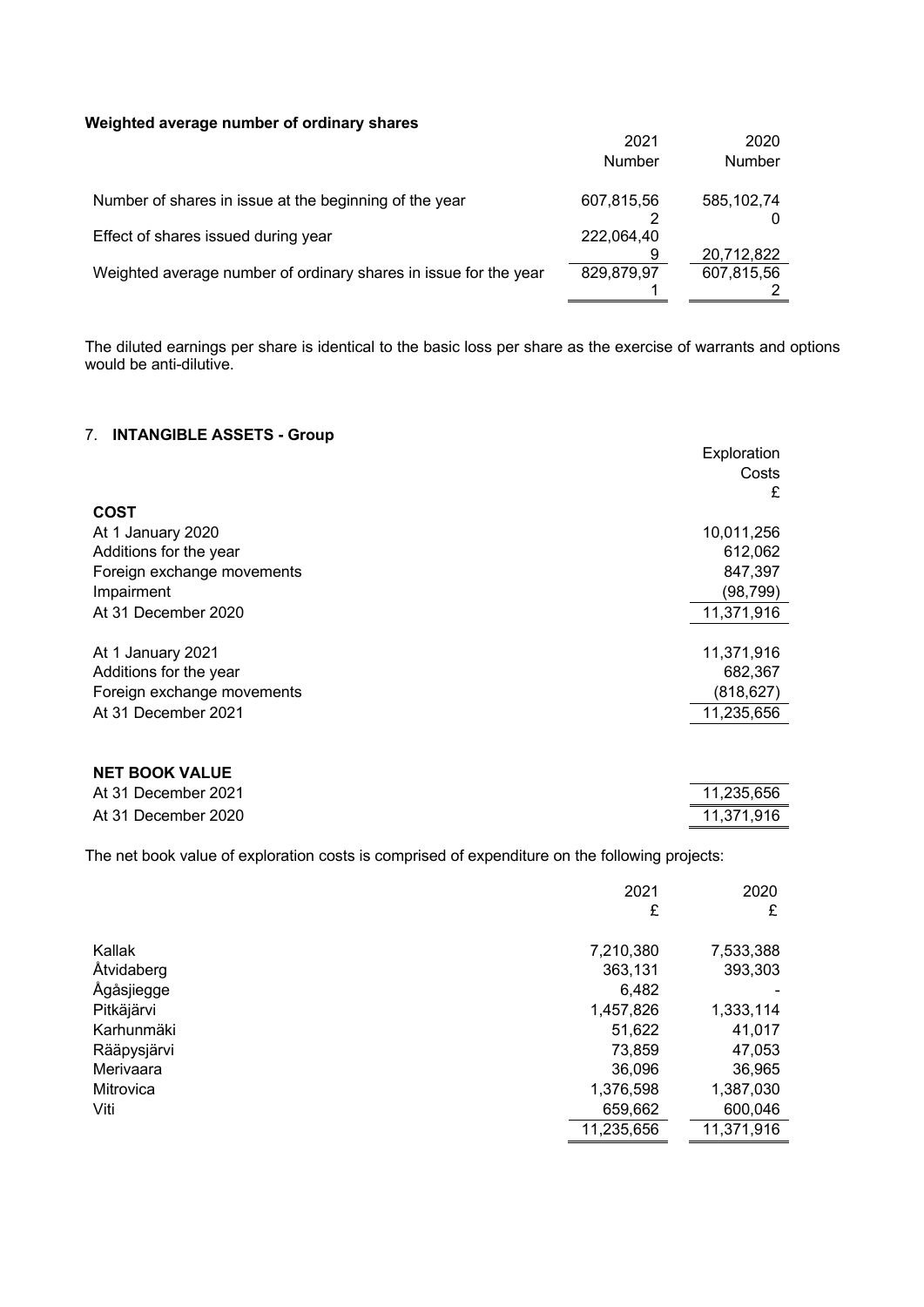**Weighted average number of ordinary shares**

| | 2021 Number | 2020 Number |
|---|---|---|
| Number of shares in issue at the beginning of the year | 607,815,562 | 585,102,740 |
| Effect of shares issued during year | 222,064,409 | 20,712,822 |
| Weighted average number of ordinary shares in issue for the year | 829,879,971 | 607,815,562 |

The diluted earnings per share is identical to the basic loss per share as the exercise of warrants and options would be anti-dilutive.

## 7. INTANGIBLE ASSETS - Group

| | Exploration Costs £ |
|---|---|
| **COST** | |
| At 1 January 2020 | 10,011,256 |
| Additions for the year | 612,062 |
| Foreign exchange movements | 847,397 |
| Impairment | (98,799) |
| At 31 December 2020 | 11,371,916 |
| | |
| At 1 January 2021 | 11,371,916 |
| Additions for the year | 682,367 |
| Foreign exchange movements | (818,627) |
| At 31 December 2021 | 11,235,656 |
| | |
| **NET BOOK VALUE** | |
| At 31 December 2021 | 11,235,656 |
| At 31 December 2020 | 11,371,916 |

The net book value of exploration costs is comprised of expenditure on the following projects:

| | 2021 £ | 2020 £ |
|---|---|---|
| Kallak | 7,210,380 | 7,533,388 |
| Åtvidaberg | 363,131 | 393,303 |
| Ågåsjiegge | 6,482 | - |
| Pitkäjärvi | 1,457,826 | 1,333,114 |
| Karhunmäki | 51,622 | 41,017 |
| Rääpysjärvi | 73,859 | 47,053 |
| Merivaara | 36,096 | 36,965 |
| Mitrovica | 1,376,598 | 1,387,030 |
| Viti | 659,662 | 600,046 |
| | 11,235,656 | 11,371,916 |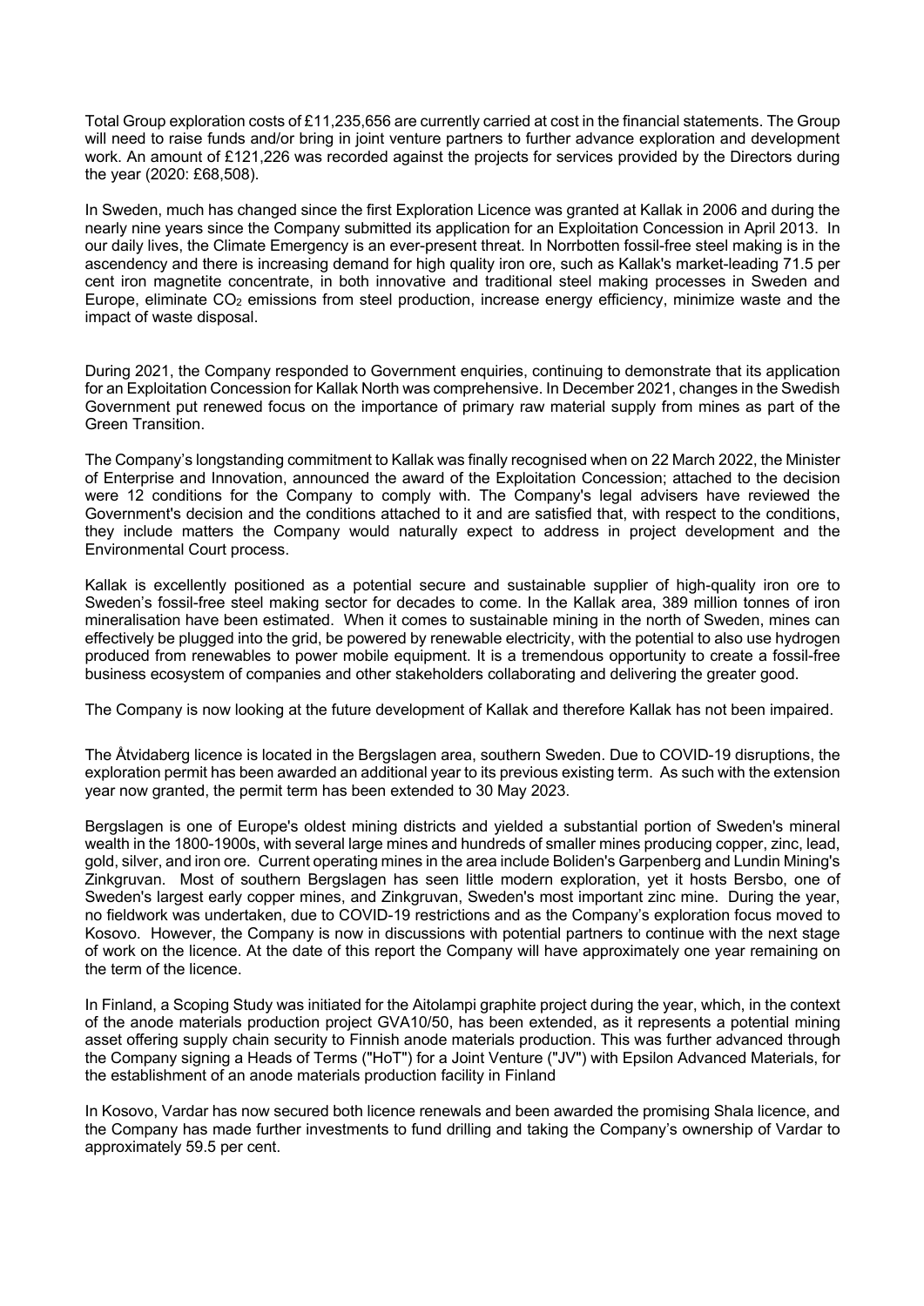Total Group exploration costs of £11,235,656 are currently carried at cost in the financial statements. The Group will need to raise funds and/or bring in joint venture partners to further advance exploration and development work. An amount of £121,226 was recorded against the projects for services provided by the Directors during the year (2020: £68,508).

In Sweden, much has changed since the first Exploration Licence was granted at Kallak in 2006 and during the nearly nine years since the Company submitted its application for an Exploitation Concession in April 2013. In our daily lives, the Climate Emergency is an ever-present threat. In Norrbotten fossil-free steel making is in the ascendency and there is increasing demand for high quality iron ore, such as Kallak's market-leading 71.5 per cent iron magnetite concentrate, in both innovative and traditional steel making processes in Sweden and Europe, eliminate $CO_2$ emissions from steel production, increase energy efficiency, minimize waste and the impact of waste disposal.

During 2021, the Company responded to Government enquiries, continuing to demonstrate that its application for an Exploitation Concession for Kallak North was comprehensive. In December 2021, changes in the Swedish Government put renewed focus on the importance of primary raw material supply from mines as part of the Green Transition.

The Company's longstanding commitment to Kallak was finally recognised when on 22 March 2022, the Minister of Enterprise and Innovation, announced the award of the Exploitation Concession; attached to the decision were 12 conditions for the Company to comply with. The Company's legal advisers have reviewed the Government's decision and the conditions attached to it and are satisfied that, with respect to the conditions, they include matters the Company would naturally expect to address in project development and the Environmental Court process.

Kallak is excellently positioned as a potential secure and sustainable supplier of high-quality iron ore to Sweden's fossil-free steel making sector for decades to come. In the Kallak area, 389 million tonnes of iron mineralisation have been estimated. When it comes to sustainable mining in the north of Sweden, mines can effectively be plugged into the grid, be powered by renewable electricity, with the potential to also use hydrogen produced from renewables to power mobile equipment. It is a tremendous opportunity to create a fossil-free business ecosystem of companies and other stakeholders collaborating and delivering the greater good.

The Company is now looking at the future development of Kallak and therefore Kallak has not been impaired.

The Åtvidaberg licence is located in the Bergslagen area, southern Sweden. Due to COVID-19 disruptions, the exploration permit has been awarded an additional year to its previous existing term. As such with the extension year now granted, the permit term has been extended to 30 May 2023.

Bergslagen is one of Europe's oldest mining districts and yielded a substantial portion of Sweden's mineral wealth in the 1800-1900s, with several large mines and hundreds of smaller mines producing copper, zinc, lead, gold, silver, and iron ore. Current operating mines in the area include Boliden's Garpenberg and Lundin Mining's Zinkgruvan. Most of southern Bergslagen has seen little modern exploration, yet it hosts Bersbo, one of Sweden's largest early copper mines, and Zinkgruvan, Sweden's most important zinc mine. During the year, no fieldwork was undertaken, due to COVID-19 restrictions and as the Company's exploration focus moved to Kosovo. However, the Company is now in discussions with potential partners to continue with the next stage of work on the licence. At the date of this report the Company will have approximately one year remaining on the term of the licence.

In Finland, a Scoping Study was initiated for the Aitolampi graphite project during the year, which, in the context of the anode materials production project GVA10/50, has been extended, as it represents a potential mining asset offering supply chain security to Finnish anode materials production. This was further advanced through the Company signing a Heads of Terms ("HoT") for a Joint Venture ("JV") with Epsilon Advanced Materials, for the establishment of an anode materials production facility in Finland

In Kosovo, Vardar has now secured both licence renewals and been awarded the promising Shala licence, and the Company has made further investments to fund drilling and taking the Company's ownership of Vardar to approximately 59.5 per cent.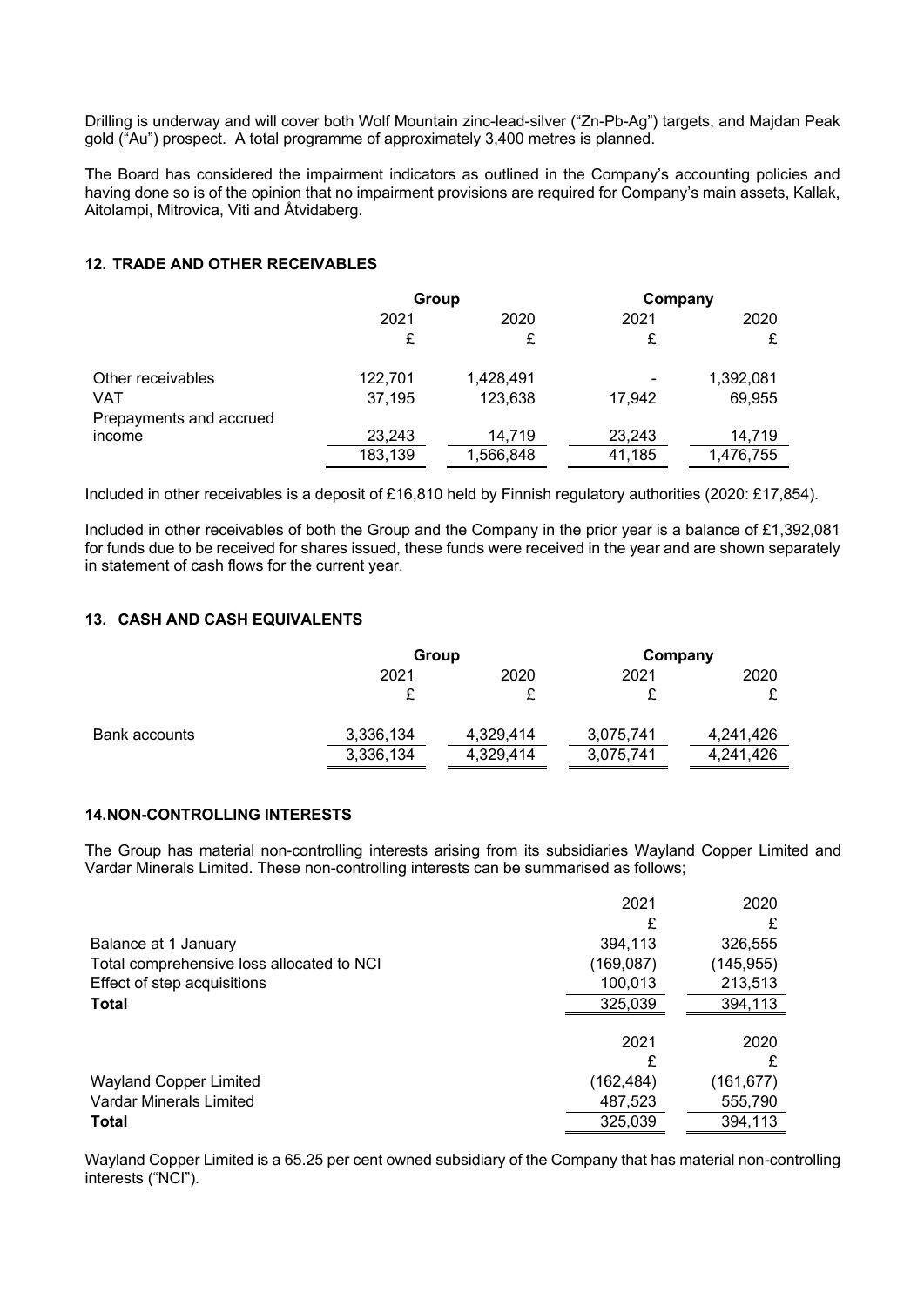Drilling is underway and will cover both Wolf Mountain zinc-lead-silver ("Zn-Pb-Ag") targets, and Majdan Peak gold ("Au") prospect. A total programme of approximately 3,400 metres is planned.

The Board has considered the impairment indicators as outlined in the Company's accounting policies and having done so is of the opinion that no impairment provisions are required for Company's main assets, Kallak, Aitolampi, Mitrovica, Viti and Åtvidaberg.

## 12. TRADE AND OTHER RECEIVABLES

| | Group | | Company | |
|---|---|---|---|---|
| | 2021 | 2020 | 2021 | 2020 |
| | £ | £ | £ | £ |
| Other receivables | 122,701 | 1,428,491 | - | 1,392,081 |
| VAT | 37,195 | 123,638 | 17,942 | 69,955 |
| Prepayments and accrued income | 23,243 | 14,719 | 23,243 | 14,719 |
| | 183,139 | 1,566,848 | 41,185 | 1,476,755 |

Included in other receivables is a deposit of £16,810 held by Finnish regulatory authorities (2020: £17,854).

Included in other receivables of both the Group and the Company in the prior year is a balance of £1,392,081 for funds due to be received for shares issued, these funds were received in the year and are shown separately in statement of cash flows for the current year.

## 13. CASH AND CASH EQUIVALENTS

| | Group | | Company | |
|---|---|---|---|---|
| | 2021 | 2020 | 2021 | 2020 |
| | £ | £ | £ | £ |
| Bank accounts | 3,336,134 | 4,329,414 | 3,075,741 | 4,241,426 |
| | 3,336,134 | 4,329,414 | 3,075,741 | 4,241,426 |

## 14. NON-CONTROLLING INTERESTS

The Group has material non-controlling interests arising from its subsidiaries Wayland Copper Limited and Vardar Minerals Limited. These non-controlling interests can be summarised as follows;

| | 2021 | 2020 |
|---|---|---|
| | £ | £ |
| Balance at 1 January | 394,113 | 326,555 |
| Total comprehensive loss allocated to NCI | (169,087) | (145,955) |
| Effect of step acquisitions | 100,013 | 213,513 |
| **Total** | 325,039 | 394,113 |

| | 2021 | 2020 |
|---|---|---|
| | £ | £ |
| Wayland Copper Limited | (162,484) | (161,677) |
| Vardar Minerals Limited | 487,523 | 555,790 |
| **Total** | 325,039 | 394,113 |

Wayland Copper Limited is a 65.25 per cent owned subsidiary of the Company that has material non-controlling interests ("NCI").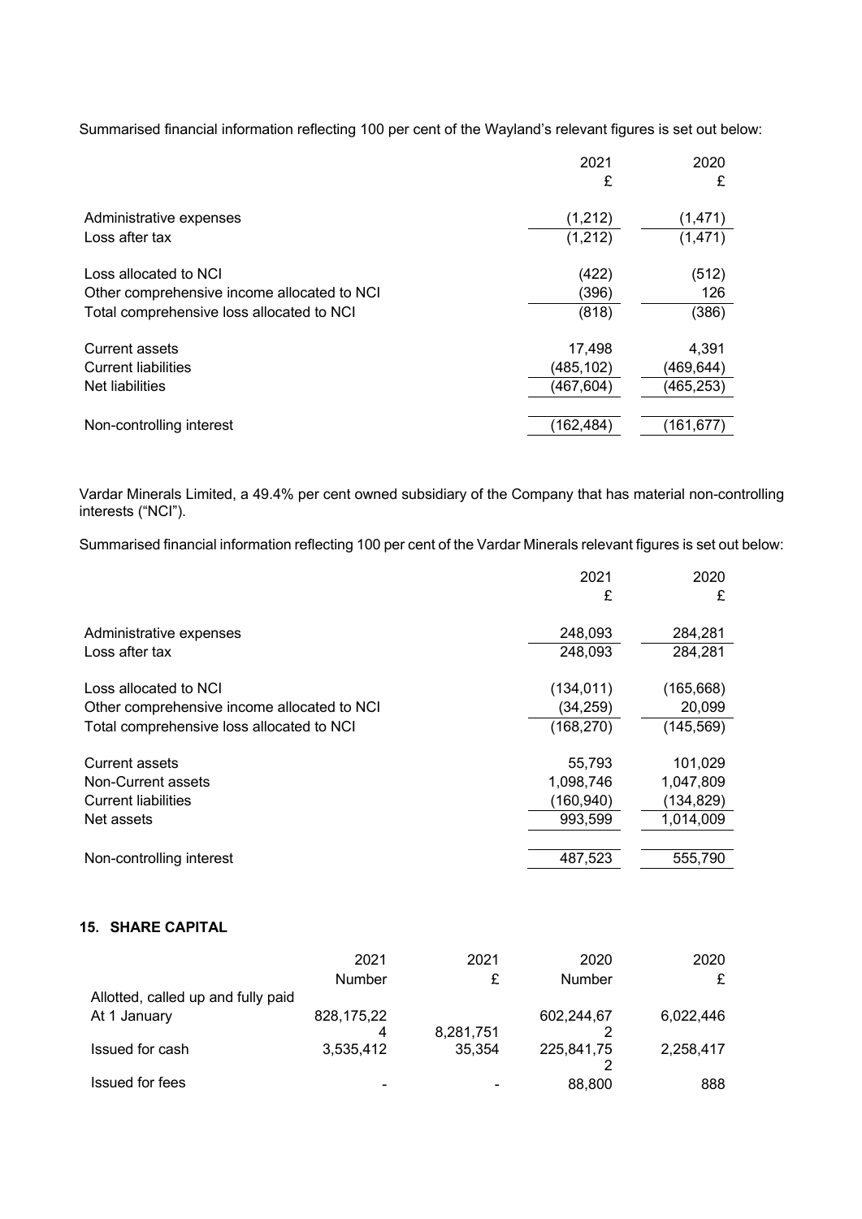Summarised financial information reflecting 100 per cent of the Wayland's relevant figures is set out below:

| | 2021 £ | 2020 £ |
|---|---|---|
| Administrative expenses | (1,212) | (1,471) |
| Loss after tax | (1,212) | (1,471) |
| | | |
| Loss allocated to NCI | (422) | (512) |
| Other comprehensive income allocated to NCI | (396) | 126 |
| Total comprehensive loss allocated to NCI | (818) | (386) |
| | | |
| Current assets | 17,498 | 4,391 |
| Current liabilities | (485,102) | (469,644) |
| Net liabilities | (467,604) | (465,253) |
| | | |
| Non-controlling interest | (162,484) | (161,677) |

Vardar Minerals Limited, a 49.4% per cent owned subsidiary of the Company that has material non-controlling interests ("NCI").

Summarised financial information reflecting 100 per cent of the Vardar Minerals relevant figures is set out below:

| | 2021 £ | 2020 £ |
|---|---|---|
| Administrative expenses | 248,093 | 284,281 |
| Loss after tax | 248,093 | 284,281 |
| | | |
| Loss allocated to NCI | (134,011) | (165,668) |
| Other comprehensive income allocated to NCI | (34,259) | 20,099 |
| Total comprehensive loss allocated to NCI | (168,270) | (145,569) |
| | | |
| Current assets | 55,793 | 101,029 |
| Non-Current assets | 1,098,746 | 1,047,809 |
| Current liabilities | (160,940) | (134,829) |
| Net assets | 993,599 | 1,014,009 |
| | | |
| Non-controlling interest | 487,523 | 555,790 |

### 15. SHARE CAPITAL

| | 2021 Number | 2021 £ | 2020 Number | 2020 £ |
|---|---|---|---|---|
| Allotted, called up and fully paid | | | | |
| At 1 January | 828,175,224 | 8,281,751 | 602,244,672 | 6,022,446 |
| Issued for cash | 3,535,412 | 35,354 | 225,841,752 | 2,258,417 |
| Issued for fees | - | - | 88,800 | 888 |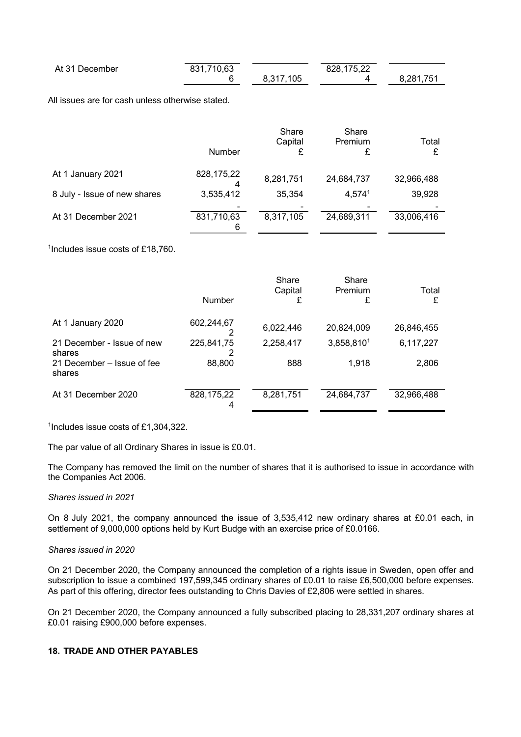| | | | | |
|---|---|---|---|---|
| At 31 December | 831,710,636 | 8,317,105 | 828,175,224 | 8,281,751 |

All issues are for cash unless otherwise stated.

| | Number | Share Capital £ | Share Premium £ | Total £ |
|---|---|---|---|---|
| At 1 January 2021 | 828,175,224 | 8,281,751 | 24,684,737 | 32,966,488 |
| 8 July - Issue of new shares | 3,535,412 | 35,354 | 4,574[1] | 39,928 |
| | - | - | - | - |
| At 31 December 2021 | 831,710,636 | 8,317,105 | 24,689,311 | 33,006,416 |

[1]Includes issue costs of £18,760.

| | Number | Share Capital £ | Share Premium £ | Total £ |
|---|---|---|---|---|
| At 1 January 2020 | 602,244,672 | 6,022,446 | 20,824,009 | 26,846,455 |
| 21 December - Issue of new shares | 225,841,752 | 2,258,417 | 3,858,810[1] | 6,117,227 |
| 21 December – Issue of fee shares | 88,800 | 888 | 1,918 | 2,806 |
| At 31 December 2020 | 828,175,224 | 8,281,751 | 24,684,737 | 32,966,488 |

[1]Includes issue costs of £1,304,322.

The par value of all Ordinary Shares in issue is £0.01.

The Company has removed the limit on the number of shares that it is authorised to issue in accordance with the Companies Act 2006.

*Shares issued in 2021*

On 8 July 2021, the company announced the issue of 3,535,412 new ordinary shares at £0.01 each, in settlement of 9,000,000 options held by Kurt Budge with an exercise price of £0.0166.

*Shares issued in 2020*

On 21 December 2020, the Company announced the completion of a rights issue in Sweden, open offer and subscription to issue a combined 197,599,345 ordinary shares of £0.01 to raise £6,500,000 before expenses. As part of this offering, director fees outstanding to Chris Davies of £2,806 were settled in shares.

On 21 December 2020, the Company announced a fully subscribed placing to 28,331,207 ordinary shares at £0.01 raising £900,000 before expenses.

**18. TRADE AND OTHER PAYABLES**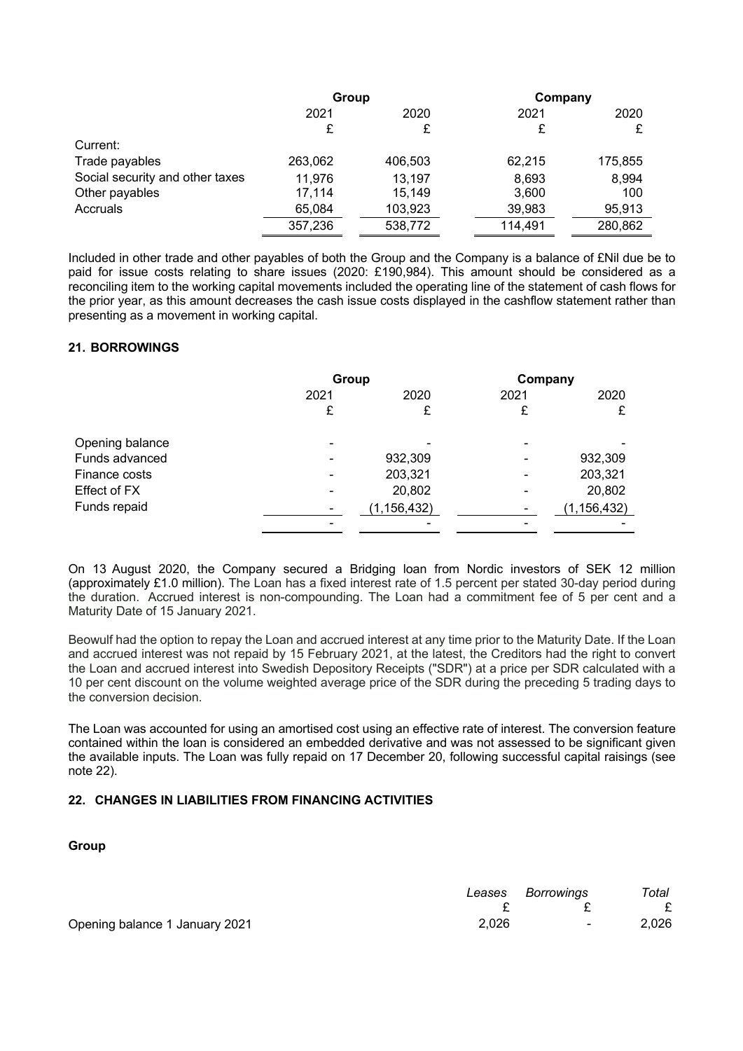| | Group | | Company | |
|---|---|---|---|---|
| | 2021 | 2020 | 2021 | 2020 |
| | £ | £ | £ | £ |
| Current: | | | | |
| Trade payables | 263,062 | 406,503 | 62,215 | 175,855 |
| Social security and other taxes | 11,976 | 13,197 | 8,693 | 8,994 |
| Other payables | 17,114 | 15,149 | 3,600 | 100 |
| Accruals | 65,084 | 103,923 | 39,983 | 95,913 |
| | 357,236 | 538,772 | 114,491 | 280,862 |

Included in other trade and other payables of both the Group and the Company is a balance of £Nil due be to paid for issue costs relating to share issues (2020: £190,984). This amount should be considered as a reconciling item to the working capital movements included the operating line of the statement of cash flows for the prior year, as this amount decreases the cash issue costs displayed in the cashflow statement rather than presenting as a movement in working capital.

## 21. BORROWINGS

| | Group | | Company | |
|---|---|---|---|---|
| | 2021 | 2020 | 2021 | 2020 |
| | £ | £ | £ | £ |
| Opening balance | - | - | - | - |
| Funds advanced | - | 932,309 | - | 932,309 |
| Finance costs | - | 203,321 | - | 203,321 |
| Effect of FX | - | 20,802 | - | 20,802 |
| Funds repaid | - | (1,156,432) | - | (1,156,432) |
| | - | - | - | - |

On 13 August 2020, the Company secured a Bridging loan from Nordic investors of SEK 12 million (approximately £1.0 million). The Loan has a fixed interest rate of 1.5 percent per stated 30-day period during the duration. Accrued interest is non-compounding. The Loan had a commitment fee of 5 per cent and a Maturity Date of 15 January 2021.

Beowulf had the option to repay the Loan and accrued interest at any time prior to the Maturity Date. If the Loan and accrued interest was not repaid by 15 February 2021, at the latest, the Creditors had the right to convert the Loan and accrued interest into Swedish Depository Receipts ("SDR") at a price per SDR calculated with a 10 per cent discount on the volume weighted average price of the SDR during the preceding 5 trading days to the conversion decision.

The Loan was accounted for using an amortised cost using an effective rate of interest. The conversion feature contained within the loan is considered an embedded derivative and was not assessed to be significant given the available inputs. The Loan was fully repaid on 17 December 20, following successful capital raisings (see note 22).

## 22. CHANGES IN LIABILITIES FROM FINANCING ACTIVITIES

**Group**

| | *Leases* | *Borrowings* | *Total* |
|---|---|---|---|
| | £ | £ | £ |
| Opening balance 1 January 2021 | 2,026 | - | 2,026 |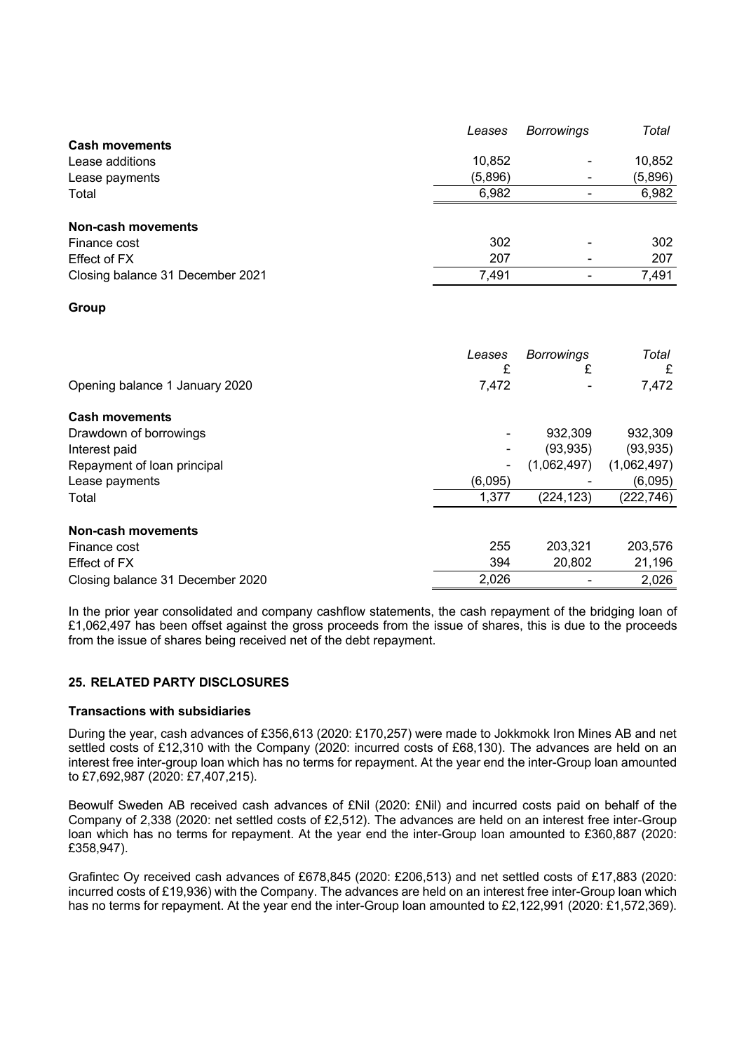|  | *Leases* | *Borrowings* | *Total* |
|---|---|---|---|
| **Cash movements** |  |  |  |
| Lease additions | 10,852 | - | 10,852 |
| Lease payments | (5,896) | - | (5,896) |
| Total | 6,982 | - | 6,982 |
| **Non-cash movements** |  |  |  |
| Finance cost | 302 | - | 302 |
| Effect of FX | 207 | - | 207 |
| Closing balance 31 December 2021 | 7,491 | - | 7,491 |

**Group**

|  | *Leases* £ | *Borrowings* £ | *Total* £ |
|---|---|---|---|
| Opening balance 1 January 2020 | 7,472 | - | 7,472 |
| **Cash movements** |  |  |  |
| Drawdown of borrowings | - | 932,309 | 932,309 |
| Interest paid | - | (93,935) | (93,935) |
| Repayment of loan principal | - | (1,062,497) | (1,062,497) |
| Lease payments | (6,095) | - | (6,095) |
| Total | 1,377 | (224,123) | (222,746) |
| **Non-cash movements** |  |  |  |
| Finance cost | 255 | 203,321 | 203,576 |
| Effect of FX | 394 | 20,802 | 21,196 |
| Closing balance 31 December 2020 | 2,026 | - | 2,026 |

In the prior year consolidated and company cashflow statements, the cash repayment of the bridging loan of £1,062,497 has been offset against the gross proceeds from the issue of shares, this is due to the proceeds from the issue of shares being received net of the debt repayment.

## 25. RELATED PARTY DISCLOSURES

### Transactions with subsidiaries

During the year, cash advances of £356,613 (2020: £170,257) were made to Jokkmokk Iron Mines AB and net settled costs of £12,310 with the Company (2020: incurred costs of £68,130). The advances are held on an interest free inter-group loan which has no terms for repayment. At the year end the inter-Group loan amounted to £7,692,987 (2020: £7,407,215).

Beowulf Sweden AB received cash advances of £Nil (2020: £Nil) and incurred costs paid on behalf of the Company of 2,338 (2020: net settled costs of £2,512). The advances are held on an interest free inter-Group loan which has no terms for repayment. At the year end the inter-Group loan amounted to £360,887 (2020: £358,947).

Grafintec Oy received cash advances of £678,845 (2020: £206,513) and net settled costs of £17,883 (2020: incurred costs of £19,936) with the Company. The advances are held on an interest free inter-Group loan which has no terms for repayment. At the year end the inter-Group loan amounted to £2,122,991 (2020: £1,572,369).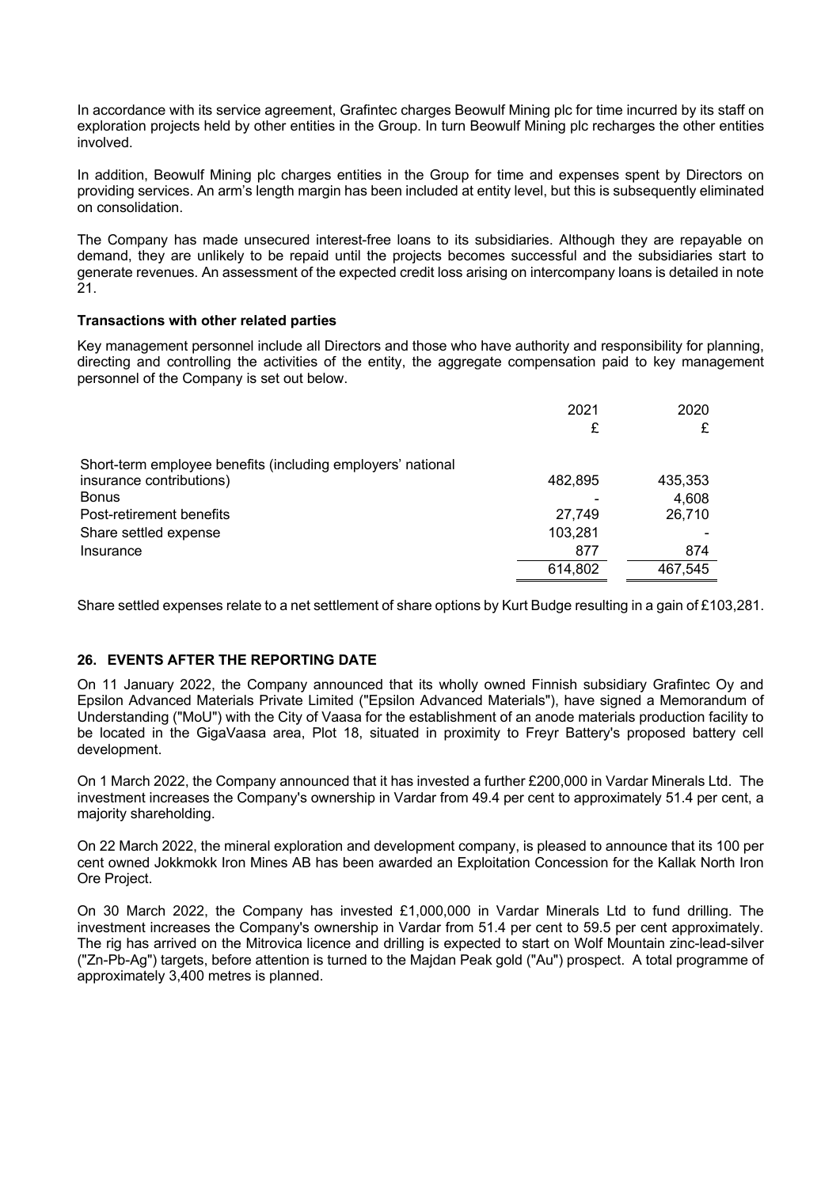In accordance with its service agreement, Grafintec charges Beowulf Mining plc for time incurred by its staff on exploration projects held by other entities in the Group. In turn Beowulf Mining plc recharges the other entities involved.

In addition, Beowulf Mining plc charges entities in the Group for time and expenses spent by Directors on providing services. An arm's length margin has been included at entity level, but this is subsequently eliminated on consolidation.

The Company has made unsecured interest-free loans to its subsidiaries. Although they are repayable on demand, they are unlikely to be repaid until the projects becomes successful and the subsidiaries start to generate revenues. An assessment of the expected credit loss arising on intercompany loans is detailed in note 21.

**Transactions with other related parties**

Key management personnel include all Directors and those who have authority and responsibility for planning, directing and controlling the activities of the entity, the aggregate compensation paid to key management personnel of the Company is set out below.

| | 2021 £ | 2020 £ |
|---|---|---|
| Short-term employee benefits (including employers' national insurance contributions) | 482,895 | 435,353 |
| Bonus | - | 4,608 |
| Post-retirement benefits | 27,749 | 26,710 |
| Share settled expense | 103,281 | - |
| Insurance | 877 | 874 |
| | 614,802 | 467,545 |

Share settled expenses relate to a net settlement of share options by Kurt Budge resulting in a gain of £103,281.

## 26. EVENTS AFTER THE REPORTING DATE

On 11 January 2022, the Company announced that its wholly owned Finnish subsidiary Grafintec Oy and Epsilon Advanced Materials Private Limited ("Epsilon Advanced Materials"), have signed a Memorandum of Understanding ("MoU") with the City of Vaasa for the establishment of an anode materials production facility to be located in the GigaVaasa area, Plot 18, situated in proximity to Freyr Battery's proposed battery cell development.

On 1 March 2022, the Company announced that it has invested a further £200,000 in Vardar Minerals Ltd. The investment increases the Company's ownership in Vardar from 49.4 per cent to approximately 51.4 per cent, a majority shareholding.

On 22 March 2022, the mineral exploration and development company, is pleased to announce that its 100 per cent owned Jokkmokk Iron Mines AB has been awarded an Exploitation Concession for the Kallak North Iron Ore Project.

On 30 March 2022, the Company has invested £1,000,000 in Vardar Minerals Ltd to fund drilling. The investment increases the Company's ownership in Vardar from 51.4 per cent to 59.5 per cent approximately. The rig has arrived on the Mitrovica licence and drilling is expected to start on Wolf Mountain zinc-lead-silver ("Zn-Pb-Ag") targets, before attention is turned to the Majdan Peak gold ("Au") prospect. A total programme of approximately 3,400 metres is planned.